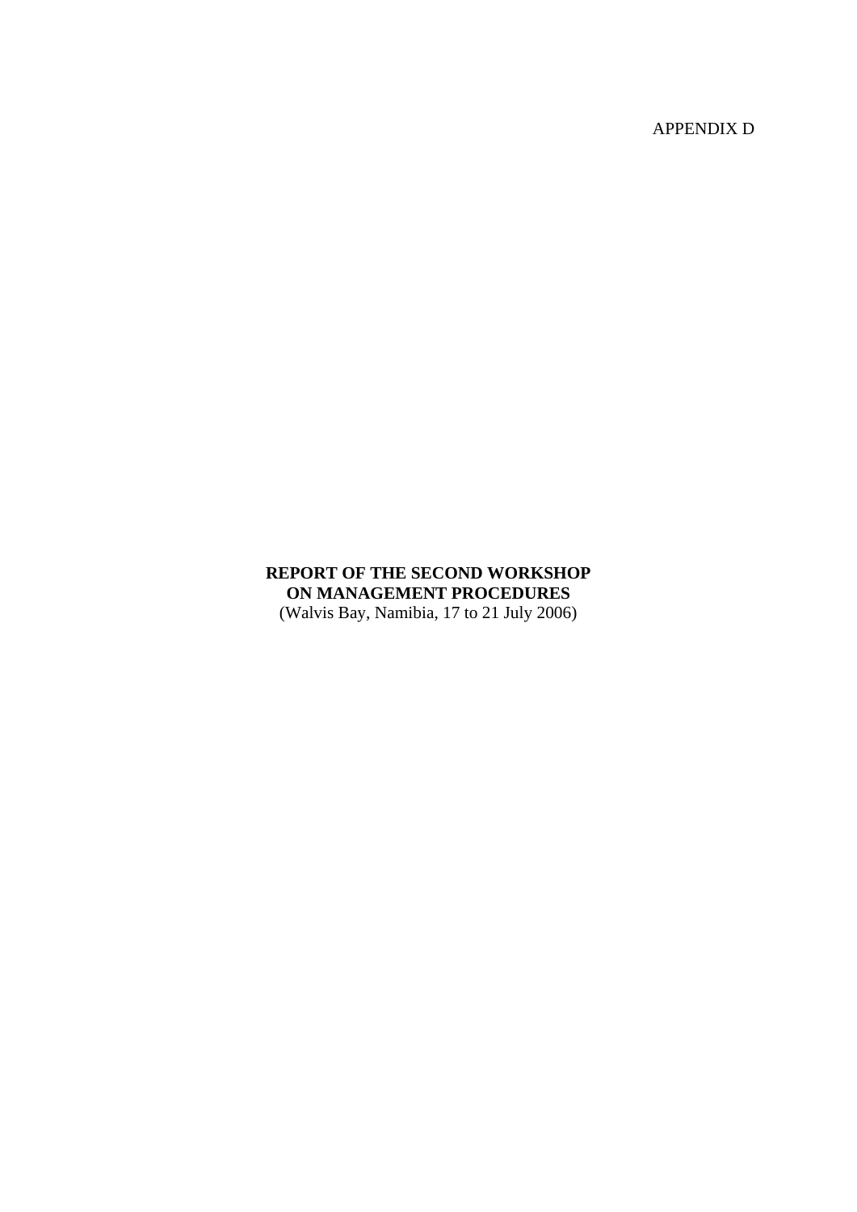APPENDIX D

**REPORT OF THE SECOND WORKSHOP**
**ON MANAGEMENT PROCEDURES**
(Walvis Bay, Namibia, 17 to 21 July 2006)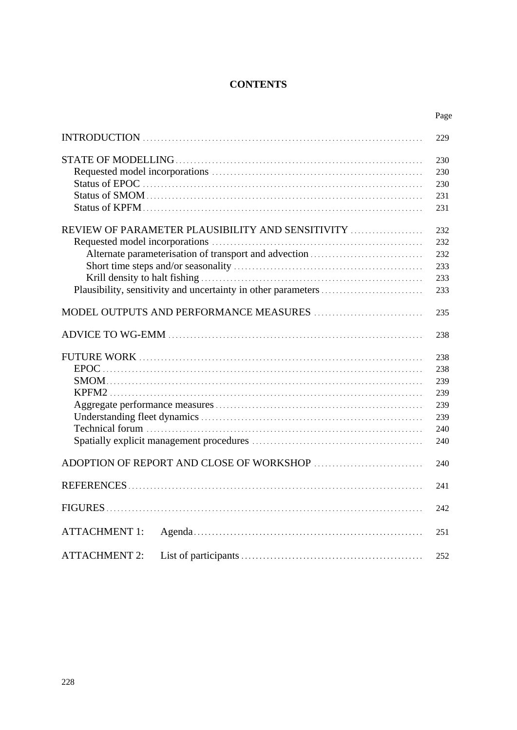# CONTENTS

| | Page |
|---|---|
| INTRODUCTION | 229 |
| STATE OF MODELLING | 230 |
| Requested model incorporations | 230 |
| Status of EPOC | 230 |
| Status of SMOM | 231 |
| Status of KPFM | 231 |
| REVIEW OF PARAMETER PLAUSIBILITY AND SENSITIVITY | 232 |
| Requested model incorporations | 232 |
| Alternate parameterisation of transport and advection | 232 |
| Short time steps and/or seasonality | 233 |
| Krill density to halt fishing | 233 |
| Plausibility, sensitivity and uncertainty in other parameters | 233 |
| MODEL OUTPUTS AND PERFORMANCE MEASURES | 235 |
| ADVICE TO WG-EMM | 238 |
| FUTURE WORK | 238 |
| EPOC | 238 |
| SMOM | 239 |
| KPFM2 | 239 |
| Aggregate performance measures | 239 |
| Understanding fleet dynamics | 239 |
| Technical forum | 240 |
| Spatially explicit management procedures | 240 |
| ADOPTION OF REPORT AND CLOSE OF WORKSHOP | 240 |
| REFERENCES | 241 |
| FIGURES | 242 |
| ATTACHMENT 1: Agenda | 251 |
| ATTACHMENT 2: List of participants | 252 |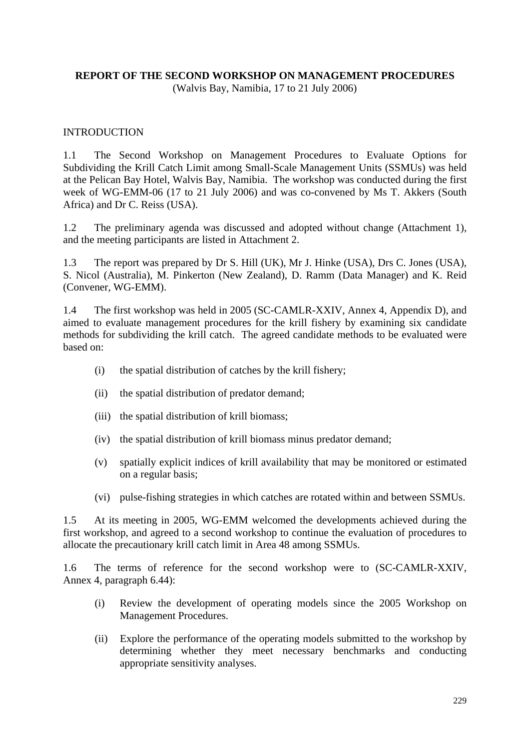**REPORT OF THE SECOND WORKSHOP ON MANAGEMENT PROCEDURES**
(Walvis Bay, Namibia, 17 to 21 July 2006)

## INTRODUCTION

1.1 The Second Workshop on Management Procedures to Evaluate Options for Subdividing the Krill Catch Limit among Small-Scale Management Units (SSMUs) was held at the Pelican Bay Hotel, Walvis Bay, Namibia. The workshop was conducted during the first week of WG-EMM-06 (17 to 21 July 2006) and was co-convened by Ms T. Akkers (South Africa) and Dr C. Reiss (USA).

1.2 The preliminary agenda was discussed and adopted without change (Attachment 1), and the meeting participants are listed in Attachment 2.

1.3 The report was prepared by Dr S. Hill (UK), Mr J. Hinke (USA), Drs C. Jones (USA), S. Nicol (Australia), M. Pinkerton (New Zealand), D. Ramm (Data Manager) and K. Reid (Convener, WG-EMM).

1.4 The first workshop was held in 2005 (SC-CAMLR-XXIV, Annex 4, Appendix D), and aimed to evaluate management procedures for the krill fishery by examining six candidate methods for subdividing the krill catch. The agreed candidate methods to be evaluated were based on:

- (i) the spatial distribution of catches by the krill fishery;
- (ii) the spatial distribution of predator demand;
- (iii) the spatial distribution of krill biomass;
- (iv) the spatial distribution of krill biomass minus predator demand;
- (v) spatially explicit indices of krill availability that may be monitored or estimated on a regular basis;
- (vi) pulse-fishing strategies in which catches are rotated within and between SSMUs.

1.5 At its meeting in 2005, WG-EMM welcomed the developments achieved during the first workshop, and agreed to a second workshop to continue the evaluation of procedures to allocate the precautionary krill catch limit in Area 48 among SSMUs.

1.6 The terms of reference for the second workshop were to (SC-CAMLR-XXIV, Annex 4, paragraph 6.44):

- (i) Review the development of operating models since the 2005 Workshop on Management Procedures.
- (ii) Explore the performance of the operating models submitted to the workshop by determining whether they meet necessary benchmarks and conducting appropriate sensitivity analyses.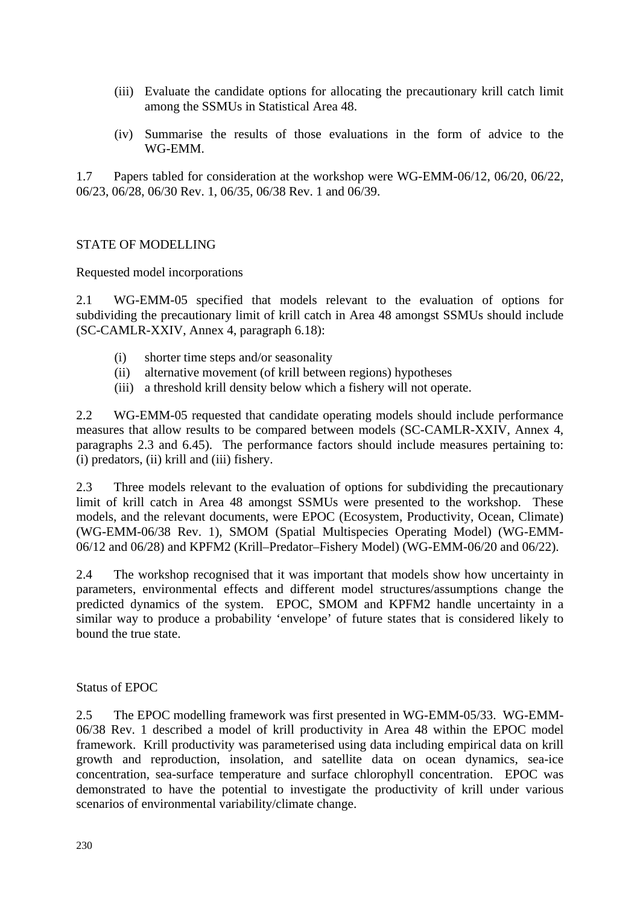(iii) Evaluate the candidate options for allocating the precautionary krill catch limit among the SSMUs in Statistical Area 48.

(iv) Summarise the results of those evaluations in the form of advice to the WG-EMM.

1.7 Papers tabled for consideration at the workshop were WG-EMM-06/12, 06/20, 06/22, 06/23, 06/28, 06/30 Rev. 1, 06/35, 06/38 Rev. 1 and 06/39.

## STATE OF MODELLING

### Requested model incorporations

2.1 WG-EMM-05 specified that models relevant to the evaluation of options for subdividing the precautionary limit of krill catch in Area 48 amongst SSMUs should include (SC-CAMLR-XXIV, Annex 4, paragraph 6.18):

(i) shorter time steps and/or seasonality
(ii) alternative movement (of krill between regions) hypotheses
(iii) a threshold krill density below which a fishery will not operate.

2.2 WG-EMM-05 requested that candidate operating models should include performance measures that allow results to be compared between models (SC-CAMLR-XXIV, Annex 4, paragraphs 2.3 and 6.45). The performance factors should include measures pertaining to: (i) predators, (ii) krill and (iii) fishery.

2.3 Three models relevant to the evaluation of options for subdividing the precautionary limit of krill catch in Area 48 amongst SSMUs were presented to the workshop. These models, and the relevant documents, were EPOC (Ecosystem, Productivity, Ocean, Climate) (WG-EMM-06/38 Rev. 1), SMOM (Spatial Multispecies Operating Model) (WG-EMM-06/12 and 06/28) and KPFM2 (Krill–Predator–Fishery Model) (WG-EMM-06/20 and 06/22).

2.4 The workshop recognised that it was important that models show how uncertainty in parameters, environmental effects and different model structures/assumptions change the predicted dynamics of the system. EPOC, SMOM and KPFM2 handle uncertainty in a similar way to produce a probability 'envelope' of future states that is considered likely to bound the true state.

### Status of EPOC

2.5 The EPOC modelling framework was first presented in WG-EMM-05/33. WG-EMM-06/38 Rev. 1 described a model of krill productivity in Area 48 within the EPOC model framework. Krill productivity was parameterised using data including empirical data on krill growth and reproduction, insolation, and satellite data on ocean dynamics, sea-ice concentration, sea-surface temperature and surface chlorophyll concentration. EPOC was demonstrated to have the potential to investigate the productivity of krill under various scenarios of environmental variability/climate change.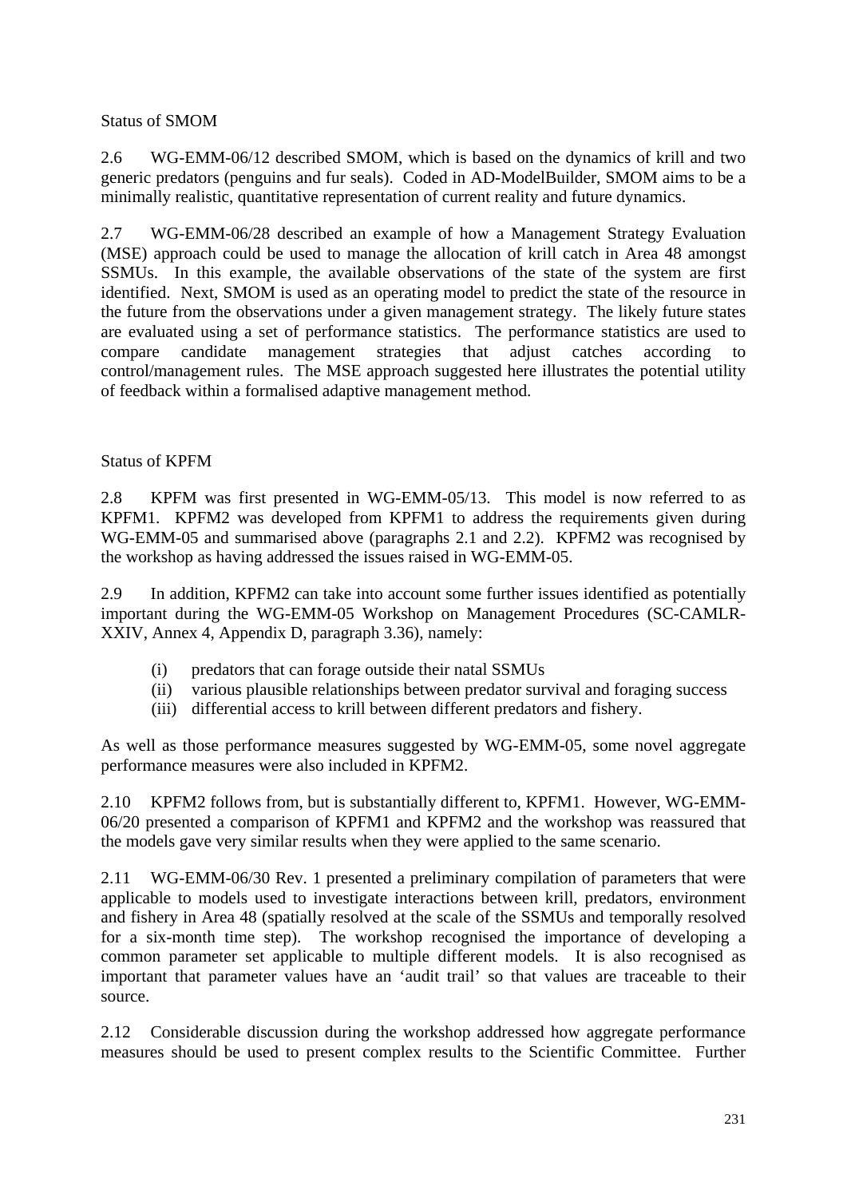Status of SMOM

2.6 WG-EMM-06/12 described SMOM, which is based on the dynamics of krill and two generic predators (penguins and fur seals). Coded in AD-ModelBuilder, SMOM aims to be a minimally realistic, quantitative representation of current reality and future dynamics.

2.7 WG-EMM-06/28 described an example of how a Management Strategy Evaluation (MSE) approach could be used to manage the allocation of krill catch in Area 48 amongst SSMUs. In this example, the available observations of the state of the system are first identified. Next, SMOM is used as an operating model to predict the state of the resource in the future from the observations under a given management strategy. The likely future states are evaluated using a set of performance statistics. The performance statistics are used to compare candidate management strategies that adjust catches according to control/management rules. The MSE approach suggested here illustrates the potential utility of feedback within a formalised adaptive management method.

Status of KPFM

2.8 KPFM was first presented in WG-EMM-05/13. This model is now referred to as KPFM1. KPFM2 was developed from KPFM1 to address the requirements given during WG-EMM-05 and summarised above (paragraphs 2.1 and 2.2). KPFM2 was recognised by the workshop as having addressed the issues raised in WG-EMM-05.

2.9 In addition, KPFM2 can take into account some further issues identified as potentially important during the WG-EMM-05 Workshop on Management Procedures (SC-CAMLR-XXIV, Annex 4, Appendix D, paragraph 3.36), namely:

(i) predators that can forage outside their natal SSMUs
(ii) various plausible relationships between predator survival and foraging success
(iii) differential access to krill between different predators and fishery.

As well as those performance measures suggested by WG-EMM-05, some novel aggregate performance measures were also included in KPFM2.

2.10 KPFM2 follows from, but is substantially different to, KPFM1. However, WG-EMM-06/20 presented a comparison of KPFM1 and KPFM2 and the workshop was reassured that the models gave very similar results when they were applied to the same scenario.

2.11 WG-EMM-06/30 Rev. 1 presented a preliminary compilation of parameters that were applicable to models used to investigate interactions between krill, predators, environment and fishery in Area 48 (spatially resolved at the scale of the SSMUs and temporally resolved for a six-month time step). The workshop recognised the importance of developing a common parameter set applicable to multiple different models. It is also recognised as important that parameter values have an 'audit trail' so that values are traceable to their source.

2.12 Considerable discussion during the workshop addressed how aggregate performance measures should be used to present complex results to the Scientific Committee. Further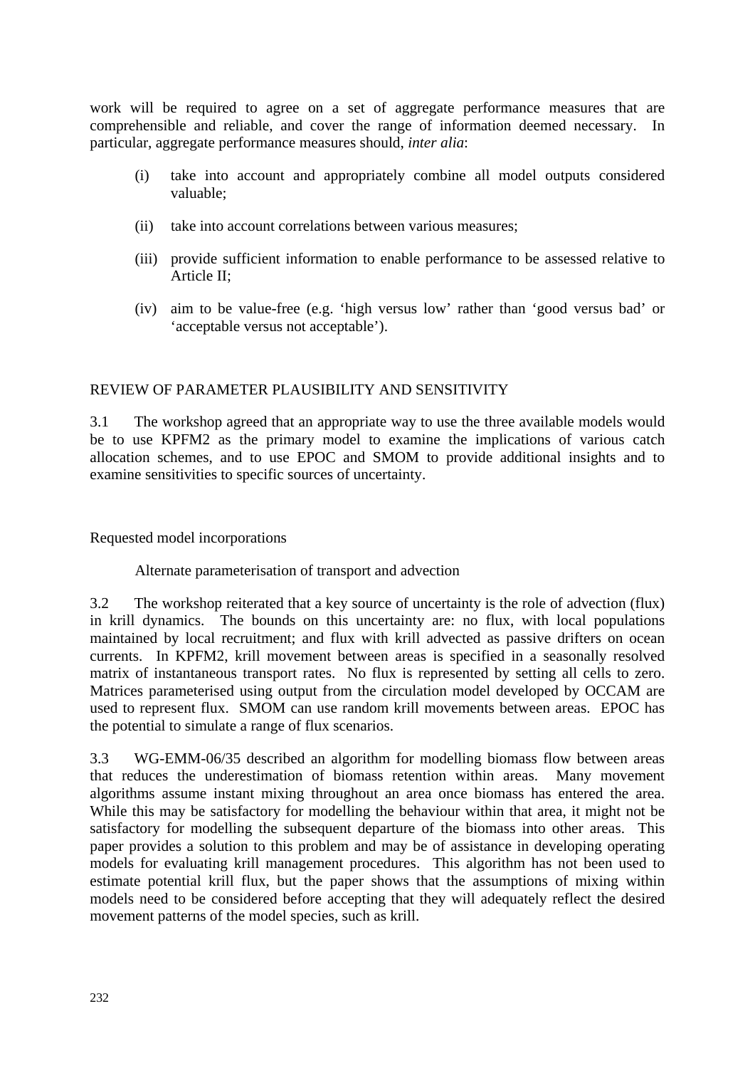work will be required to agree on a set of aggregate performance measures that are comprehensible and reliable, and cover the range of information deemed necessary. In particular, aggregate performance measures should, *inter alia*:

(i) take into account and appropriately combine all model outputs considered valuable;

(ii) take into account correlations between various measures;

(iii) provide sufficient information to enable performance to be assessed relative to Article II;

(iv) aim to be value-free (e.g. 'high versus low' rather than 'good versus bad' or 'acceptable versus not acceptable').

## REVIEW OF PARAMETER PLAUSIBILITY AND SENSITIVITY

3.1 The workshop agreed that an appropriate way to use the three available models would be to use KPFM2 as the primary model to examine the implications of various catch allocation schemes, and to use EPOC and SMOM to provide additional insights and to examine sensitivities to specific sources of uncertainty.

### Requested model incorporations

#### Alternate parameterisation of transport and advection

3.2 The workshop reiterated that a key source of uncertainty is the role of advection (flux) in krill dynamics. The bounds on this uncertainty are: no flux, with local populations maintained by local recruitment; and flux with krill advected as passive drifters on ocean currents. In KPFM2, krill movement between areas is specified in a seasonally resolved matrix of instantaneous transport rates. No flux is represented by setting all cells to zero. Matrices parameterised using output from the circulation model developed by OCCAM are used to represent flux. SMOM can use random krill movements between areas. EPOC has the potential to simulate a range of flux scenarios.

3.3 WG-EMM-06/35 described an algorithm for modelling biomass flow between areas that reduces the underestimation of biomass retention within areas. Many movement algorithms assume instant mixing throughout an area once biomass has entered the area. While this may be satisfactory for modelling the behaviour within that area, it might not be satisfactory for modelling the subsequent departure of the biomass into other areas. This paper provides a solution to this problem and may be of assistance in developing operating models for evaluating krill management procedures. This algorithm has not been used to estimate potential krill flux, but the paper shows that the assumptions of mixing within models need to be considered before accepting that they will adequately reflect the desired movement patterns of the model species, such as krill.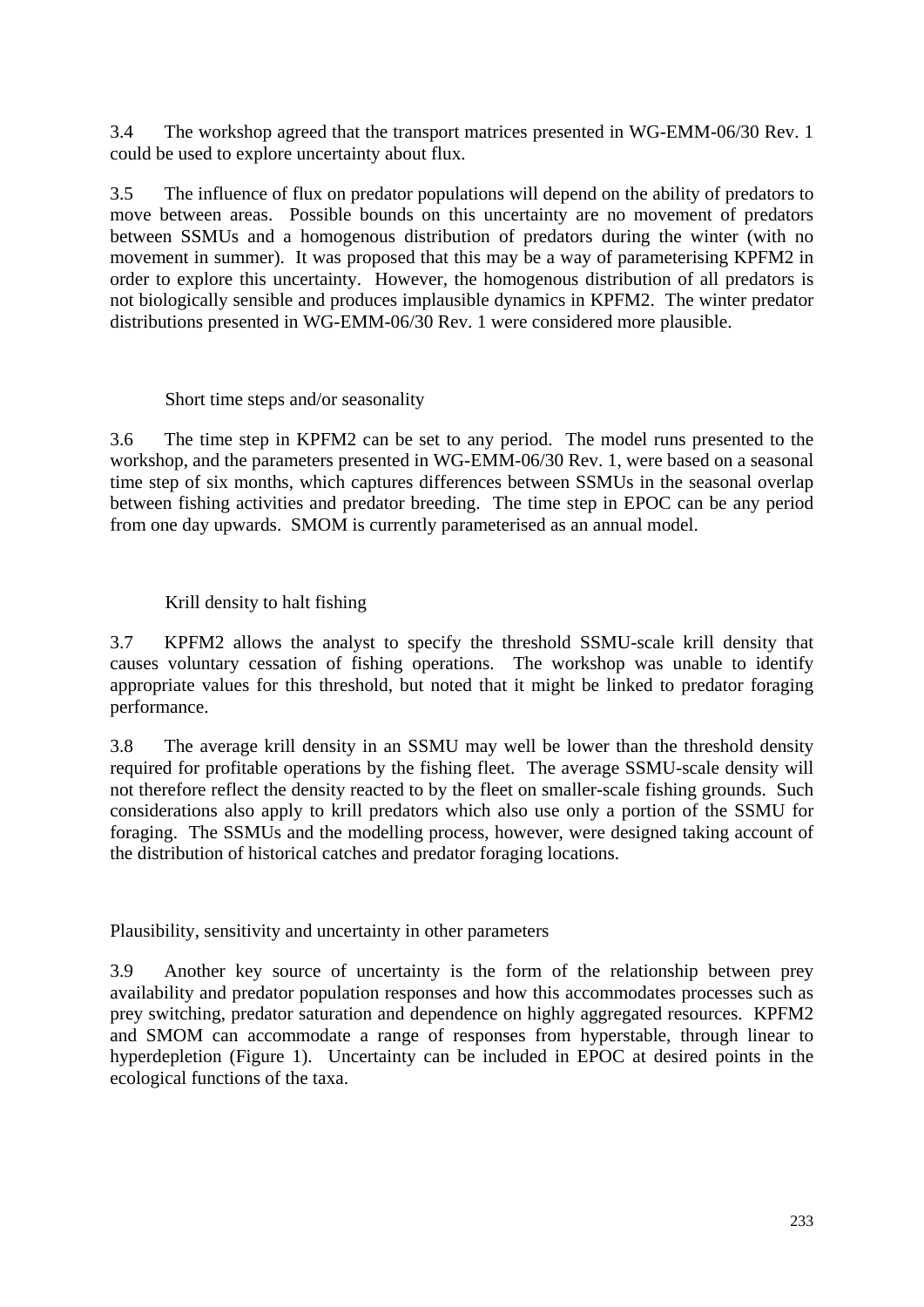3.4 The workshop agreed that the transport matrices presented in WG-EMM-06/30 Rev. 1 could be used to explore uncertainty about flux.

3.5 The influence of flux on predator populations will depend on the ability of predators to move between areas. Possible bounds on this uncertainty are no movement of predators between SSMUs and a homogenous distribution of predators during the winter (with no movement in summer). It was proposed that this may be a way of parameterising KPFM2 in order to explore this uncertainty. However, the homogenous distribution of all predators is not biologically sensible and produces implausible dynamics in KPFM2. The winter predator distributions presented in WG-EMM-06/30 Rev. 1 were considered more plausible.

#### Short time steps and/or seasonality

3.6 The time step in KPFM2 can be set to any period. The model runs presented to the workshop, and the parameters presented in WG-EMM-06/30 Rev. 1, were based on a seasonal time step of six months, which captures differences between SSMUs in the seasonal overlap between fishing activities and predator breeding. The time step in EPOC can be any period from one day upwards. SMOM is currently parameterised as an annual model.

#### Krill density to halt fishing

3.7 KPFM2 allows the analyst to specify the threshold SSMU-scale krill density that causes voluntary cessation of fishing operations. The workshop was unable to identify appropriate values for this threshold, but noted that it might be linked to predator foraging performance.

3.8 The average krill density in an SSMU may well be lower than the threshold density required for profitable operations by the fishing fleet. The average SSMU-scale density will not therefore reflect the density reacted to by the fleet on smaller-scale fishing grounds. Such considerations also apply to krill predators which also use only a portion of the SSMU for foraging. The SSMUs and the modelling process, however, were designed taking account of the distribution of historical catches and predator foraging locations.

### Plausibility, sensitivity and uncertainty in other parameters

3.9 Another key source of uncertainty is the form of the relationship between prey availability and predator population responses and how this accommodates processes such as prey switching, predator saturation and dependence on highly aggregated resources. KPFM2 and SMOM can accommodate a range of responses from hyperstable, through linear to hyperdepletion (Figure 1). Uncertainty can be included in EPOC at desired points in the ecological functions of the taxa.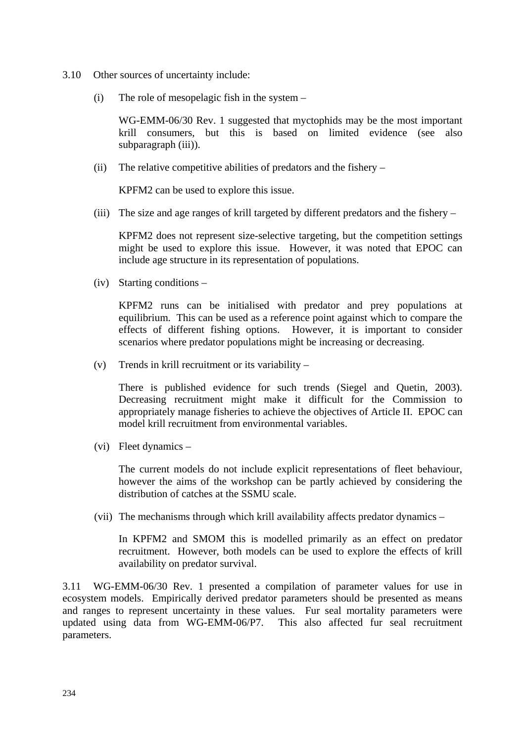3.10 Other sources of uncertainty include:

(i) The role of mesopelagic fish in the system –

WG-EMM-06/30 Rev. 1 suggested that myctophids may be the most important krill consumers, but this is based on limited evidence (see also subparagraph (iii)).

(ii) The relative competitive abilities of predators and the fishery –

KPFM2 can be used to explore this issue.

(iii) The size and age ranges of krill targeted by different predators and the fishery –

KPFM2 does not represent size-selective targeting, but the competition settings might be used to explore this issue. However, it was noted that EPOC can include age structure in its representation of populations.

(iv) Starting conditions –

KPFM2 runs can be initialised with predator and prey populations at equilibrium. This can be used as a reference point against which to compare the effects of different fishing options. However, it is important to consider scenarios where predator populations might be increasing or decreasing.

(v) Trends in krill recruitment or its variability –

There is published evidence for such trends (Siegel and Quetin, 2003). Decreasing recruitment might make it difficult for the Commission to appropriately manage fisheries to achieve the objectives of Article II. EPOC can model krill recruitment from environmental variables.

(vi) Fleet dynamics –

The current models do not include explicit representations of fleet behaviour, however the aims of the workshop can be partly achieved by considering the distribution of catches at the SSMU scale.

(vii) The mechanisms through which krill availability affects predator dynamics –

In KPFM2 and SMOM this is modelled primarily as an effect on predator recruitment. However, both models can be used to explore the effects of krill availability on predator survival.

3.11 WG-EMM-06/30 Rev. 1 presented a compilation of parameter values for use in ecosystem models. Empirically derived predator parameters should be presented as means and ranges to represent uncertainty in these values. Fur seal mortality parameters were updated using data from WG-EMM-06/P7. This also affected fur seal recruitment parameters.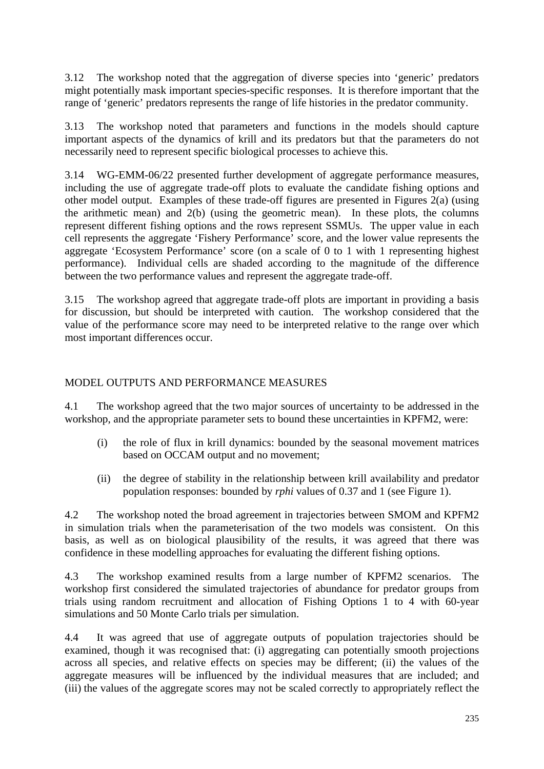3.12 The workshop noted that the aggregation of diverse species into 'generic' predators might potentially mask important species-specific responses. It is therefore important that the range of 'generic' predators represents the range of life histories in the predator community.

3.13 The workshop noted that parameters and functions in the models should capture important aspects of the dynamics of krill and its predators but that the parameters do not necessarily need to represent specific biological processes to achieve this.

3.14 WG-EMM-06/22 presented further development of aggregate performance measures, including the use of aggregate trade-off plots to evaluate the candidate fishing options and other model output. Examples of these trade-off figures are presented in Figures 2(a) (using the arithmetic mean) and 2(b) (using the geometric mean). In these plots, the columns represent different fishing options and the rows represent SSMUs. The upper value in each cell represents the aggregate 'Fishery Performance' score, and the lower value represents the aggregate 'Ecosystem Performance' score (on a scale of 0 to 1 with 1 representing highest performance). Individual cells are shaded according to the magnitude of the difference between the two performance values and represent the aggregate trade-off.

3.15 The workshop agreed that aggregate trade-off plots are important in providing a basis for discussion, but should be interpreted with caution. The workshop considered that the value of the performance score may need to be interpreted relative to the range over which most important differences occur.

## MODEL OUTPUTS AND PERFORMANCE MEASURES

4.1 The workshop agreed that the two major sources of uncertainty to be addressed in the workshop, and the appropriate parameter sets to bound these uncertainties in KPFM2, were:

(i) the role of flux in krill dynamics: bounded by the seasonal movement matrices based on OCCAM output and no movement;

(ii) the degree of stability in the relationship between krill availability and predator population responses: bounded by *rphi* values of 0.37 and 1 (see Figure 1).

4.2 The workshop noted the broad agreement in trajectories between SMOM and KPFM2 in simulation trials when the parameterisation of the two models was consistent. On this basis, as well as on biological plausibility of the results, it was agreed that there was confidence in these modelling approaches for evaluating the different fishing options.

4.3 The workshop examined results from a large number of KPFM2 scenarios. The workshop first considered the simulated trajectories of abundance for predator groups from trials using random recruitment and allocation of Fishing Options 1 to 4 with 60-year simulations and 50 Monte Carlo trials per simulation.

4.4 It was agreed that use of aggregate outputs of population trajectories should be examined, though it was recognised that: (i) aggregating can potentially smooth projections across all species, and relative effects on species may be different; (ii) the values of the aggregate measures will be influenced by the individual measures that are included; and (iii) the values of the aggregate scores may not be scaled correctly to appropriately reflect the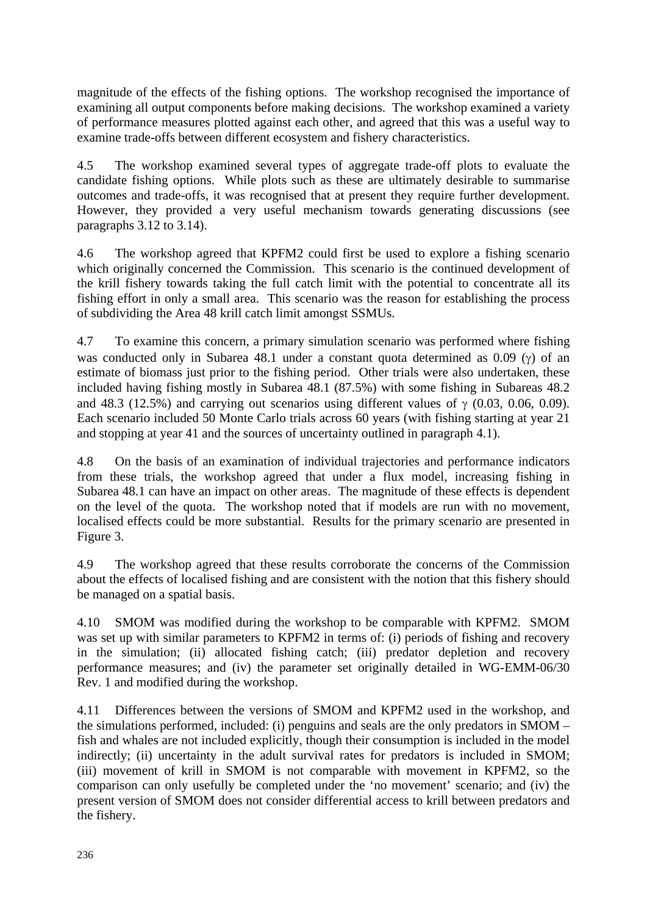magnitude of the effects of the fishing options. The workshop recognised the importance of examining all output components before making decisions. The workshop examined a variety of performance measures plotted against each other, and agreed that this was a useful way to examine trade-offs between different ecosystem and fishery characteristics.

4.5 The workshop examined several types of aggregate trade-off plots to evaluate the candidate fishing options. While plots such as these are ultimately desirable to summarise outcomes and trade-offs, it was recognised that at present they require further development. However, they provided a very useful mechanism towards generating discussions (see paragraphs 3.12 to 3.14).

4.6 The workshop agreed that KPFM2 could first be used to explore a fishing scenario which originally concerned the Commission. This scenario is the continued development of the krill fishery towards taking the full catch limit with the potential to concentrate all its fishing effort in only a small area. This scenario was the reason for establishing the process of subdividing the Area 48 krill catch limit amongst SSMUs.

4.7 To examine this concern, a primary simulation scenario was performed where fishing was conducted only in Subarea 48.1 under a constant quota determined as 0.09 ($\gamma$) of an estimate of biomass just prior to the fishing period. Other trials were also undertaken, these included having fishing mostly in Subarea 48.1 (87.5%) with some fishing in Subareas 48.2 and 48.3 (12.5%) and carrying out scenarios using different values of $\gamma$ (0.03, 0.06, 0.09). Each scenario included 50 Monte Carlo trials across 60 years (with fishing starting at year 21 and stopping at year 41 and the sources of uncertainty outlined in paragraph 4.1).

4.8 On the basis of an examination of individual trajectories and performance indicators from these trials, the workshop agreed that under a flux model, increasing fishing in Subarea 48.1 can have an impact on other areas. The magnitude of these effects is dependent on the level of the quota. The workshop noted that if models are run with no movement, localised effects could be more substantial. Results for the primary scenario are presented in Figure 3.

4.9 The workshop agreed that these results corroborate the concerns of the Commission about the effects of localised fishing and are consistent with the notion that this fishery should be managed on a spatial basis.

4.10 SMOM was modified during the workshop to be comparable with KPFM2. SMOM was set up with similar parameters to KPFM2 in terms of: (i) periods of fishing and recovery in the simulation; (ii) allocated fishing catch; (iii) predator depletion and recovery performance measures; and (iv) the parameter set originally detailed in WG-EMM-06/30 Rev. 1 and modified during the workshop.

4.11 Differences between the versions of SMOM and KPFM2 used in the workshop, and the simulations performed, included: (i) penguins and seals are the only predators in SMOM – fish and whales are not included explicitly, though their consumption is included in the model indirectly; (ii) uncertainty in the adult survival rates for predators is included in SMOM; (iii) movement of krill in SMOM is not comparable with movement in KPFM2, so the comparison can only usefully be completed under the 'no movement' scenario; and (iv) the present version of SMOM does not consider differential access to krill between predators and the fishery.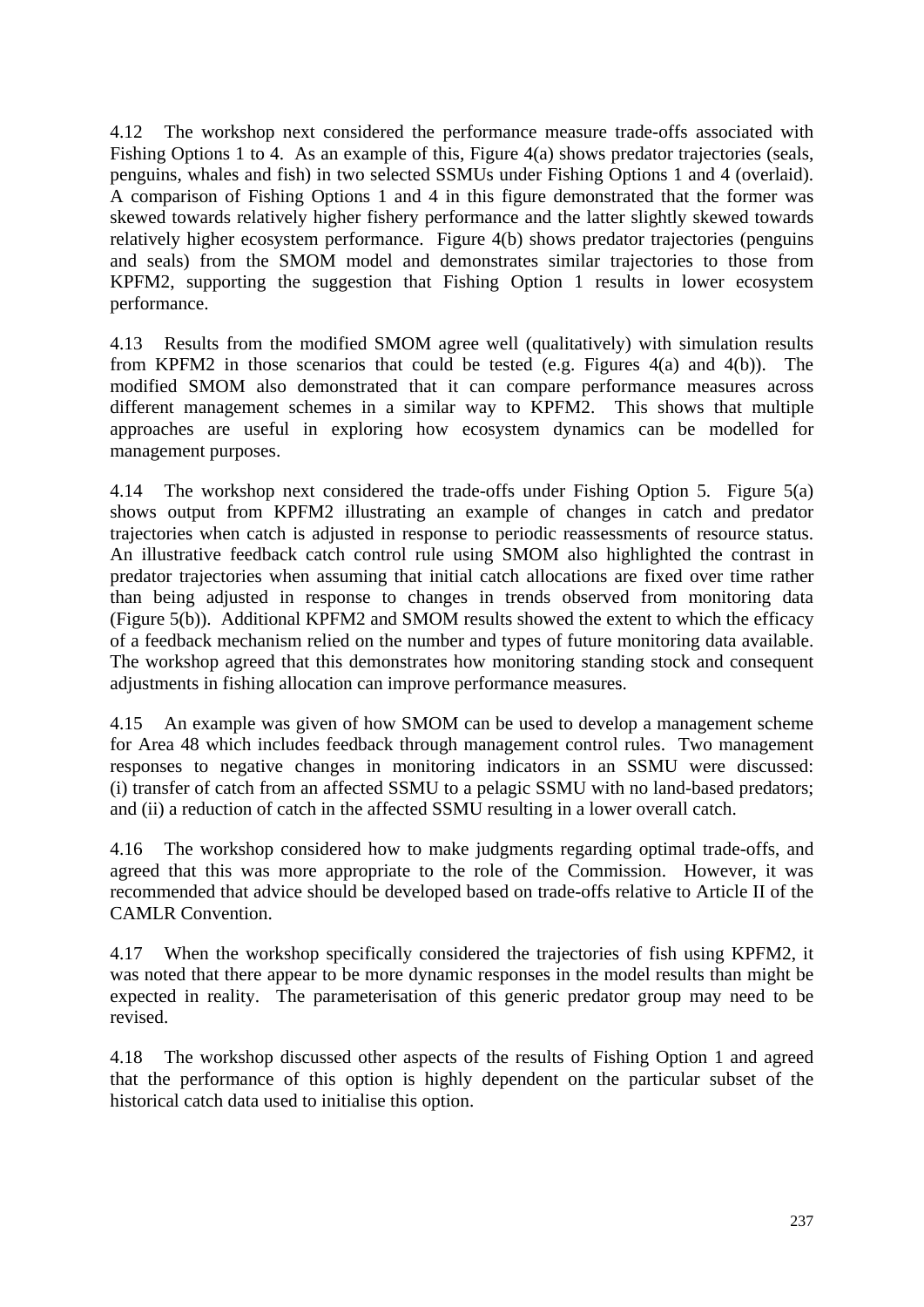4.12 The workshop next considered the performance measure trade-offs associated with Fishing Options 1 to 4. As an example of this, Figure 4(a) shows predator trajectories (seals, penguins, whales and fish) in two selected SSMUs under Fishing Options 1 and 4 (overlaid). A comparison of Fishing Options 1 and 4 in this figure demonstrated that the former was skewed towards relatively higher fishery performance and the latter slightly skewed towards relatively higher ecosystem performance. Figure 4(b) shows predator trajectories (penguins and seals) from the SMOM model and demonstrates similar trajectories to those from KPFM2, supporting the suggestion that Fishing Option 1 results in lower ecosystem performance.

4.13 Results from the modified SMOM agree well (qualitatively) with simulation results from KPFM2 in those scenarios that could be tested (e.g. Figures 4(a) and 4(b)). The modified SMOM also demonstrated that it can compare performance measures across different management schemes in a similar way to KPFM2. This shows that multiple approaches are useful in exploring how ecosystem dynamics can be modelled for management purposes.

4.14 The workshop next considered the trade-offs under Fishing Option 5. Figure 5(a) shows output from KPFM2 illustrating an example of changes in catch and predator trajectories when catch is adjusted in response to periodic reassessments of resource status. An illustrative feedback catch control rule using SMOM also highlighted the contrast in predator trajectories when assuming that initial catch allocations are fixed over time rather than being adjusted in response to changes in trends observed from monitoring data (Figure 5(b)). Additional KPFM2 and SMOM results showed the extent to which the efficacy of a feedback mechanism relied on the number and types of future monitoring data available. The workshop agreed that this demonstrates how monitoring standing stock and consequent adjustments in fishing allocation can improve performance measures.

4.15 An example was given of how SMOM can be used to develop a management scheme for Area 48 which includes feedback through management control rules. Two management responses to negative changes in monitoring indicators in an SSMU were discussed: (i) transfer of catch from an affected SSMU to a pelagic SSMU with no land-based predators; and (ii) a reduction of catch in the affected SSMU resulting in a lower overall catch.

4.16 The workshop considered how to make judgments regarding optimal trade-offs, and agreed that this was more appropriate to the role of the Commission. However, it was recommended that advice should be developed based on trade-offs relative to Article II of the CAMLR Convention.

4.17 When the workshop specifically considered the trajectories of fish using KPFM2, it was noted that there appear to be more dynamic responses in the model results than might be expected in reality. The parameterisation of this generic predator group may need to be revised.

4.18 The workshop discussed other aspects of the results of Fishing Option 1 and agreed that the performance of this option is highly dependent on the particular subset of the historical catch data used to initialise this option.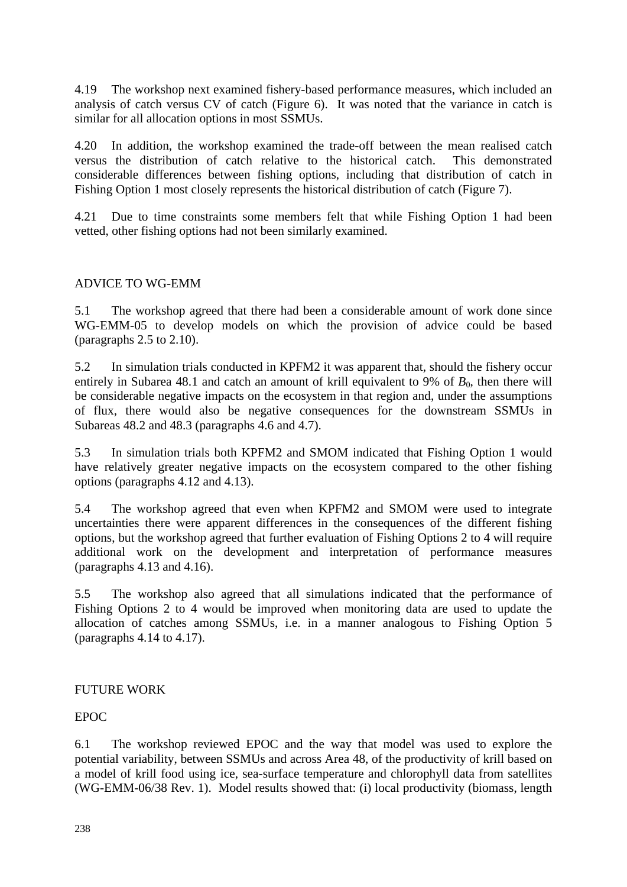4.19 The workshop next examined fishery-based performance measures, which included an analysis of catch versus CV of catch (Figure 6). It was noted that the variance in catch is similar for all allocation options in most SSMUs.

4.20 In addition, the workshop examined the trade-off between the mean realised catch versus the distribution of catch relative to the historical catch. This demonstrated considerable differences between fishing options, including that distribution of catch in Fishing Option 1 most closely represents the historical distribution of catch (Figure 7).

4.21 Due to time constraints some members felt that while Fishing Option 1 had been vetted, other fishing options had not been similarly examined.

## ADVICE TO WG-EMM

5.1 The workshop agreed that there had been a considerable amount of work done since WG-EMM-05 to develop models on which the provision of advice could be based (paragraphs 2.5 to 2.10).

5.2 In simulation trials conducted in KPFM2 it was apparent that, should the fishery occur entirely in Subarea 48.1 and catch an amount of krill equivalent to 9% of $B_0$, then there will be considerable negative impacts on the ecosystem in that region and, under the assumptions of flux, there would also be negative consequences for the downstream SSMUs in Subareas 48.2 and 48.3 (paragraphs 4.6 and 4.7).

5.3 In simulation trials both KPFM2 and SMOM indicated that Fishing Option 1 would have relatively greater negative impacts on the ecosystem compared to the other fishing options (paragraphs 4.12 and 4.13).

5.4 The workshop agreed that even when KPFM2 and SMOM were used to integrate uncertainties there were apparent differences in the consequences of the different fishing options, but the workshop agreed that further evaluation of Fishing Options 2 to 4 will require additional work on the development and interpretation of performance measures (paragraphs 4.13 and 4.16).

5.5 The workshop also agreed that all simulations indicated that the performance of Fishing Options 2 to 4 would be improved when monitoring data are used to update the allocation of catches among SSMUs, i.e. in a manner analogous to Fishing Option 5 (paragraphs 4.14 to 4.17).

## FUTURE WORK

### EPOC

6.1 The workshop reviewed EPOC and the way that model was used to explore the potential variability, between SSMUs and across Area 48, of the productivity of krill based on a model of krill food using ice, sea-surface temperature and chlorophyll data from satellites (WG-EMM-06/38 Rev. 1). Model results showed that: (i) local productivity (biomass, length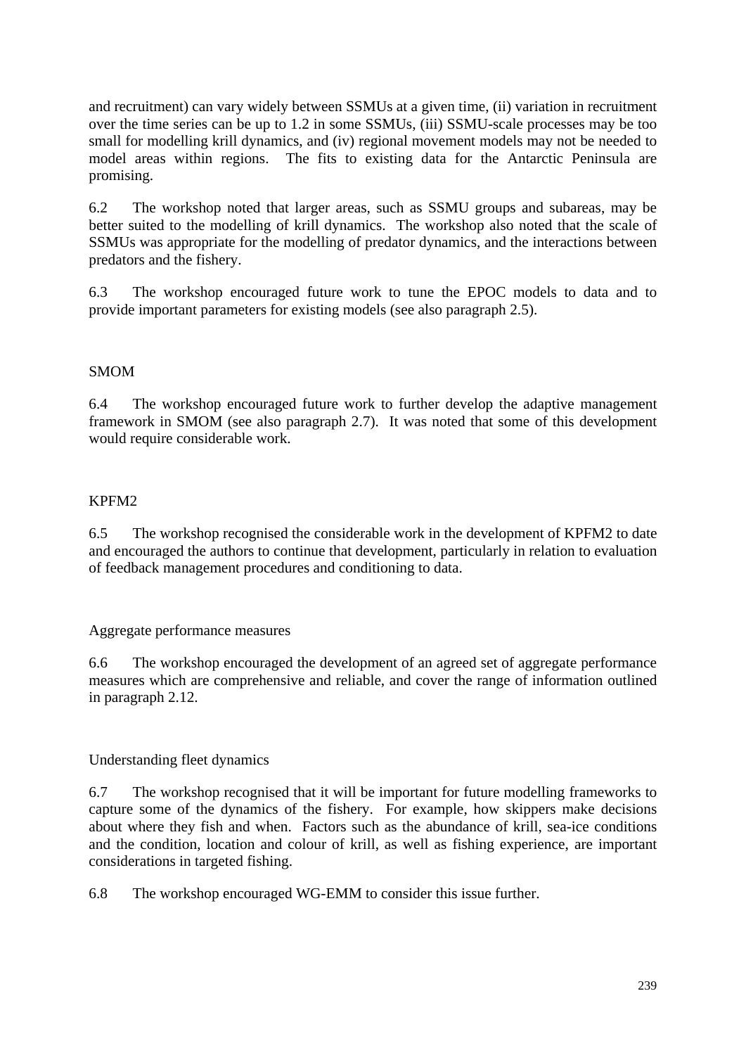and recruitment) can vary widely between SSMUs at a given time, (ii) variation in recruitment over the time series can be up to 1.2 in some SSMUs, (iii) SSMU-scale processes may be too small for modelling krill dynamics, and (iv) regional movement models may not be needed to model areas within regions. The fits to existing data for the Antarctic Peninsula are promising.

6.2 The workshop noted that larger areas, such as SSMU groups and subareas, may be better suited to the modelling of krill dynamics. The workshop also noted that the scale of SSMUs was appropriate for the modelling of predator dynamics, and the interactions between predators and the fishery.

6.3 The workshop encouraged future work to tune the EPOC models to data and to provide important parameters for existing models (see also paragraph 2.5).

### SMOM

6.4 The workshop encouraged future work to further develop the adaptive management framework in SMOM (see also paragraph 2.7). It was noted that some of this development would require considerable work.

### KPFM2

6.5 The workshop recognised the considerable work in the development of KPFM2 to date and encouraged the authors to continue that development, particularly in relation to evaluation of feedback management procedures and conditioning to data.

### Aggregate performance measures

6.6 The workshop encouraged the development of an agreed set of aggregate performance measures which are comprehensive and reliable, and cover the range of information outlined in paragraph 2.12.

### Understanding fleet dynamics

6.7 The workshop recognised that it will be important for future modelling frameworks to capture some of the dynamics of the fishery. For example, how skippers make decisions about where they fish and when. Factors such as the abundance of krill, sea-ice conditions and the condition, location and colour of krill, as well as fishing experience, are important considerations in targeted fishing.

6.8 The workshop encouraged WG-EMM to consider this issue further.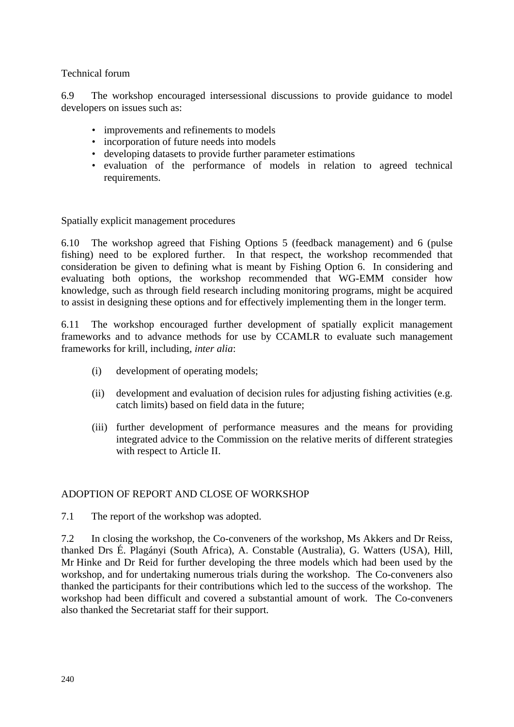### Technical forum

6.9 The workshop encouraged intersessional discussions to provide guidance to model developers on issues such as:

- improvements and refinements to models
- incorporation of future needs into models
- developing datasets to provide further parameter estimations
- evaluation of the performance of models in relation to agreed technical requirements.

### Spatially explicit management procedures

6.10 The workshop agreed that Fishing Options 5 (feedback management) and 6 (pulse fishing) need to be explored further. In that respect, the workshop recommended that consideration be given to defining what is meant by Fishing Option 6. In considering and evaluating both options, the workshop recommended that WG-EMM consider how knowledge, such as through field research including monitoring programs, might be acquired to assist in designing these options and for effectively implementing them in the longer term.

6.11 The workshop encouraged further development of spatially explicit management frameworks and to advance methods for use by CCAMLR to evaluate such management frameworks for krill, including, *inter alia*:

(i) development of operating models;

(ii) development and evaluation of decision rules for adjusting fishing activities (e.g. catch limits) based on field data in the future;

(iii) further development of performance measures and the means for providing integrated advice to the Commission on the relative merits of different strategies with respect to Article II.

## ADOPTION OF REPORT AND CLOSE OF WORKSHOP

7.1 The report of the workshop was adopted.

7.2 In closing the workshop, the Co-conveners of the workshop, Ms Akkers and Dr Reiss, thanked Drs É. Plagányi (South Africa), A. Constable (Australia), G. Watters (USA), Hill, Mr Hinke and Dr Reid for further developing the three models which had been used by the workshop, and for undertaking numerous trials during the workshop. The Co-conveners also thanked the participants for their contributions which led to the success of the workshop. The workshop had been difficult and covered a substantial amount of work. The Co-conveners also thanked the Secretariat staff for their support.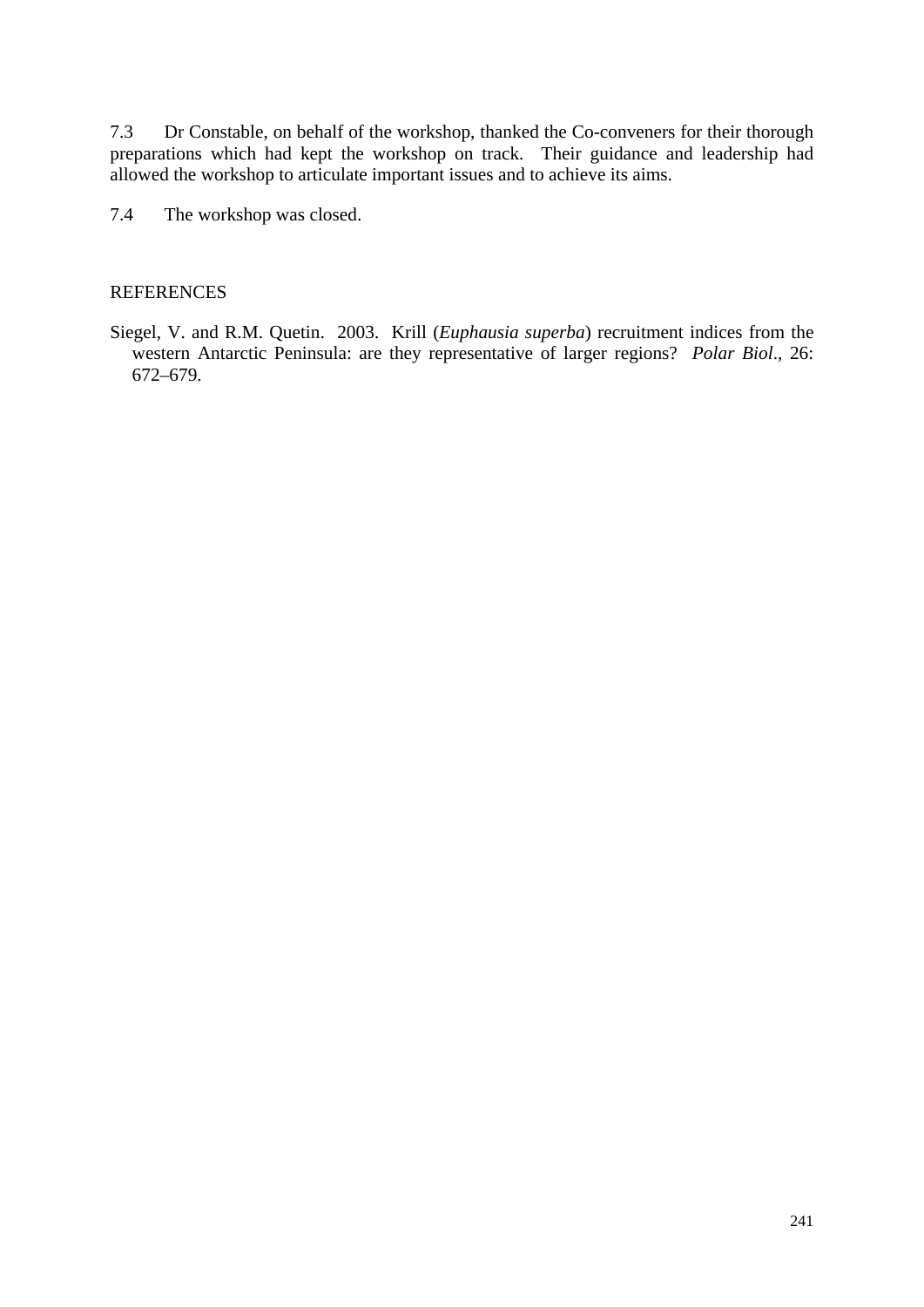7.3 Dr Constable, on behalf of the workshop, thanked the Co-conveners for their thorough preparations which had kept the workshop on track. Their guidance and leadership had allowed the workshop to articulate important issues and to achieve its aims.

7.4 The workshop was closed.

## REFERENCES

Siegel, V. and R.M. Quetin. 2003. Krill (*Euphausia superba*) recruitment indices from the western Antarctic Peninsula: are they representative of larger regions? *Polar Biol*., 26: 672–679.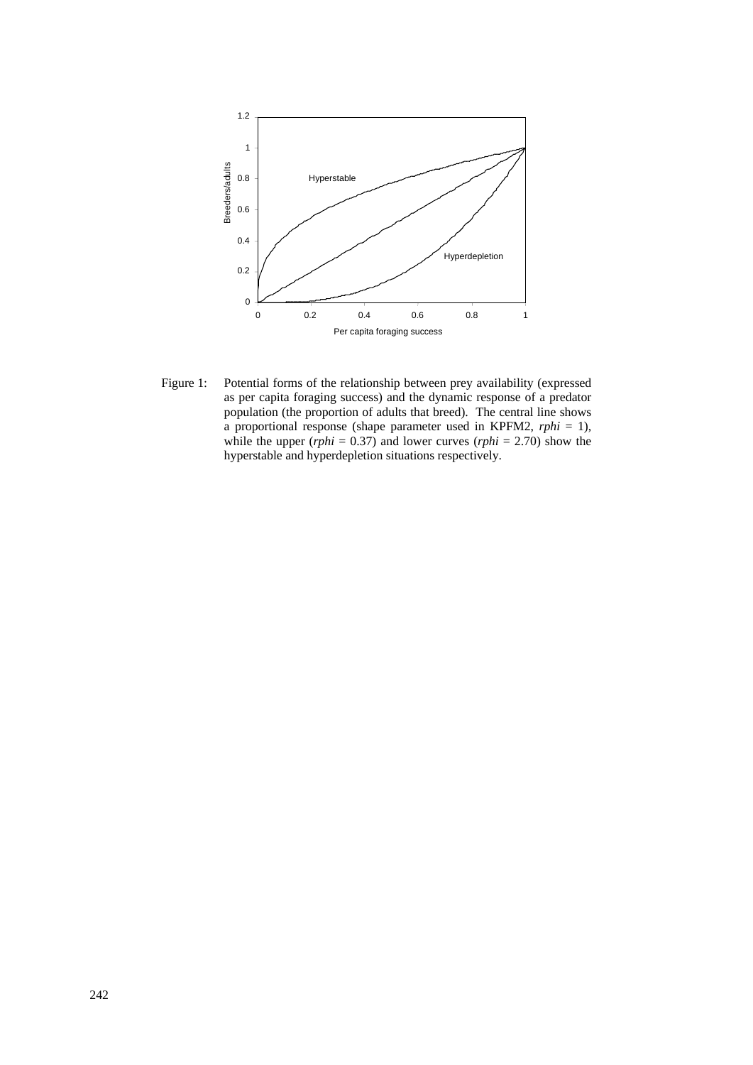Figure 1: Potential forms of the relationship between prey availability (expressed as per capita foraging success) and the dynamic response of a predator population (the proportion of adults that breed). The central line shows a proportional response (shape parameter used in KPFM2, *rphi* = 1), while the upper (*rphi* = 0.37) and lower curves (*rphi* = 2.70) show the hyperstable and hyperdepletion situations respectively.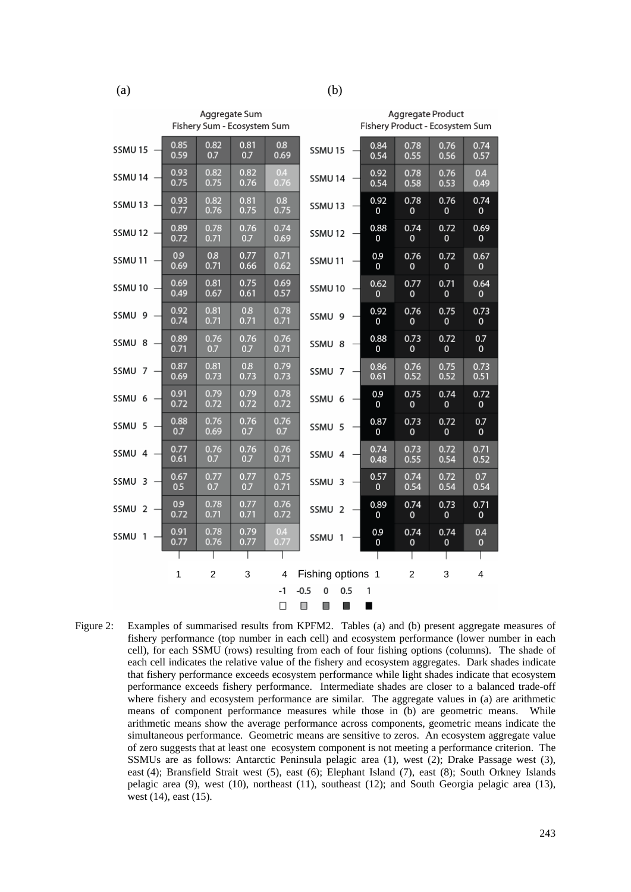(a)

**Aggregate Sum**
Fishery Sum - Ecosystem Sum

| SSMU | Fishing option 1 | Fishing option 2 | Fishing option 3 | Fishing option 4 |
|---|---|---|---|---|
| SSMU 15 | 0.85 / 0.59 | 0.82 / 0.7 | 0.81 / 0.7 | 0.8 / 0.69 |
| SSMU 14 | 0.93 / 0.75 | 0.82 / 0.75 | 0.82 / 0.76 | 0.4 / 0.76 |
| SSMU 13 | 0.93 / 0.77 | 0.82 / 0.76 | 0.81 / 0.75 | 0.8 / 0.75 |
| SSMU 12 | 0.89 / 0.72 | 0.78 / 0.71 | 0.76 / 0.7 | 0.74 / 0.69 |
| SSMU 11 | 0.9 / 0.69 | 0.8 / 0.71 | 0.77 / 0.66 | 0.71 / 0.62 |
| SSMU 10 | 0.69 / 0.49 | 0.81 / 0.67 | 0.75 / 0.61 | 0.69 / 0.57 |
| SSMU 9 | 0.92 / 0.74 | 0.81 / 0.71 | 0.8 / 0.71 | 0.78 / 0.71 |
| SSMU 8 | 0.89 / 0.71 | 0.76 / 0.7 | 0.76 / 0.7 | 0.76 / 0.71 |
| SSMU 7 | 0.87 / 0.69 | 0.81 / 0.73 | 0.8 / 0.73 | 0.79 / 0.73 |
| SSMU 6 | 0.91 / 0.72 | 0.79 / 0.72 | 0.79 / 0.72 | 0.78 / 0.72 |
| SSMU 5 | 0.88 / 0.7 | 0.76 / 0.69 | 0.76 / 0.7 | 0.76 / 0.7 |
| SSMU 4 | 0.77 / 0.61 | 0.76 / 0.7 | 0.76 / 0.7 | 0.76 / 0.71 |
| SSMU 3 | 0.67 / 0.5 | 0.77 / 0.7 | 0.77 / 0.7 | 0.75 / 0.71 |
| SSMU 2 | 0.9 / 0.72 | 0.78 / 0.71 | 0.77 / 0.71 | 0.76 / 0.72 |
| SSMU 1 | 0.91 / 0.77 | 0.78 / 0.76 | 0.79 / 0.77 | 0.4 / 0.77 |

(b)

**Aggregate Product**
Fishery Product - Ecosystem Sum

| SSMU | Fishing option 1 | Fishing option 2 | Fishing option 3 | Fishing option 4 |
|---|---|---|---|---|
| SSMU 15 | 0.84 / 0.54 | 0.78 / 0.55 | 0.76 / 0.56 | 0.74 / 0.57 |
| SSMU 14 | 0.92 / 0.54 | 0.78 / 0.58 | 0.76 / 0.53 | 0.4 / 0.49 |
| SSMU 13 | 0.92 / 0 | 0.78 / 0 | 0.76 / 0 | 0.74 / 0 |
| SSMU 12 | 0.88 / 0 | 0.74 / 0 | 0.72 / 0 | 0.69 / 0 |
| SSMU 11 | 0.9 / 0 | 0.76 / 0 | 0.72 / 0 | 0.67 / 0 |
| SSMU 10 | 0.62 / 0 | 0.77 / 0 | 0.71 / 0 | 0.64 / 0 |
| SSMU 9 | 0.92 / 0 | 0.76 / 0 | 0.75 / 0 | 0.73 / 0 |
| SSMU 8 | 0.88 / 0 | 0.73 / 0 | 0.72 / 0 | 0.7 / 0 |
| SSMU 7 | 0.86 / 0.61 | 0.76 / 0.52 | 0.75 / 0.52 | 0.73 / 0.51 |
| SSMU 6 | 0.9 / 0 | 0.75 / 0 | 0.74 / 0 | 0.72 / 0 |
| SSMU 5 | 0.87 / 0 | 0.73 / 0 | 0.72 / 0 | 0.7 / 0 |
| SSMU 4 | 0.74 / 0.48 | 0.73 / 0.55 | 0.72 / 0.54 | 0.71 / 0.52 |
| SSMU 3 | 0.57 / 0 | 0.74 / 0.54 | 0.72 / 0.54 | 0.7 / 0.54 |
| SSMU 2 | 0.89 / 0 | 0.74 / 0 | 0.73 / 0 | 0.71 / 0 |
| SSMU 1 | 0.9 / 0 | 0.74 / 0 | 0.74 / 0 | 0.4 / 0 |

Shade scale: -1, -0.5, 0, 0.5, 1

Figure 2: Examples of summarised results from KPFM2. Tables (a) and (b) present aggregate measures of fishery performance (top number in each cell) and ecosystem performance (lower number in each cell), for each SSMU (rows) resulting from each of four fishing options (columns). The shade of each cell indicates the relative value of the fishery and ecosystem aggregates. Dark shades indicate that fishery performance exceeds ecosystem performance while light shades indicate that ecosystem performance exceeds fishery performance. Intermediate shades are closer to a balanced trade-off where fishery and ecosystem performance are similar. The aggregate values in (a) are arithmetic means of component performance measures while those in (b) are geometric means. While arithmetic means show the average performance across components, geometric means indicate the simultaneous performance. Geometric means are sensitive to zeros. An ecosystem aggregate value of zero suggests that at least one ecosystem component is not meeting a performance criterion. The SSMUs are as follows: Antarctic Peninsula pelagic area (1), west (2); Drake Passage west (3), east (4); Bransfield Strait west (5), east (6); Elephant Island (7), east (8); South Orkney Islands pelagic area (9), west (10), northeast (11), southeast (12); and South Georgia pelagic area (13), west (14), east (15).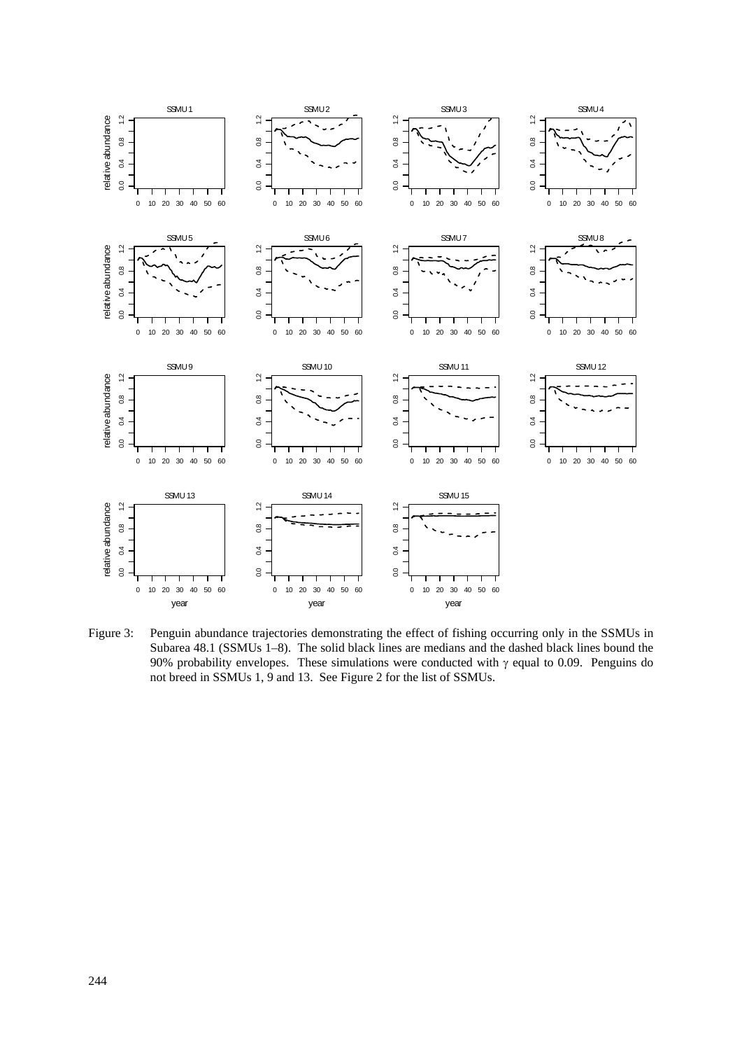Figure 3: Penguin abundance trajectories demonstrating the effect of fishing occurring only in the SSMUs in Subarea 48.1 (SSMUs 1–8). The solid black lines are medians and the dashed black lines bound the 90% probability envelopes. These simulations were conducted with $\gamma$ equal to 0.09. Penguins do not breed in SSMUs 1, 9 and 13. See Figure 2 for the list of SSMUs.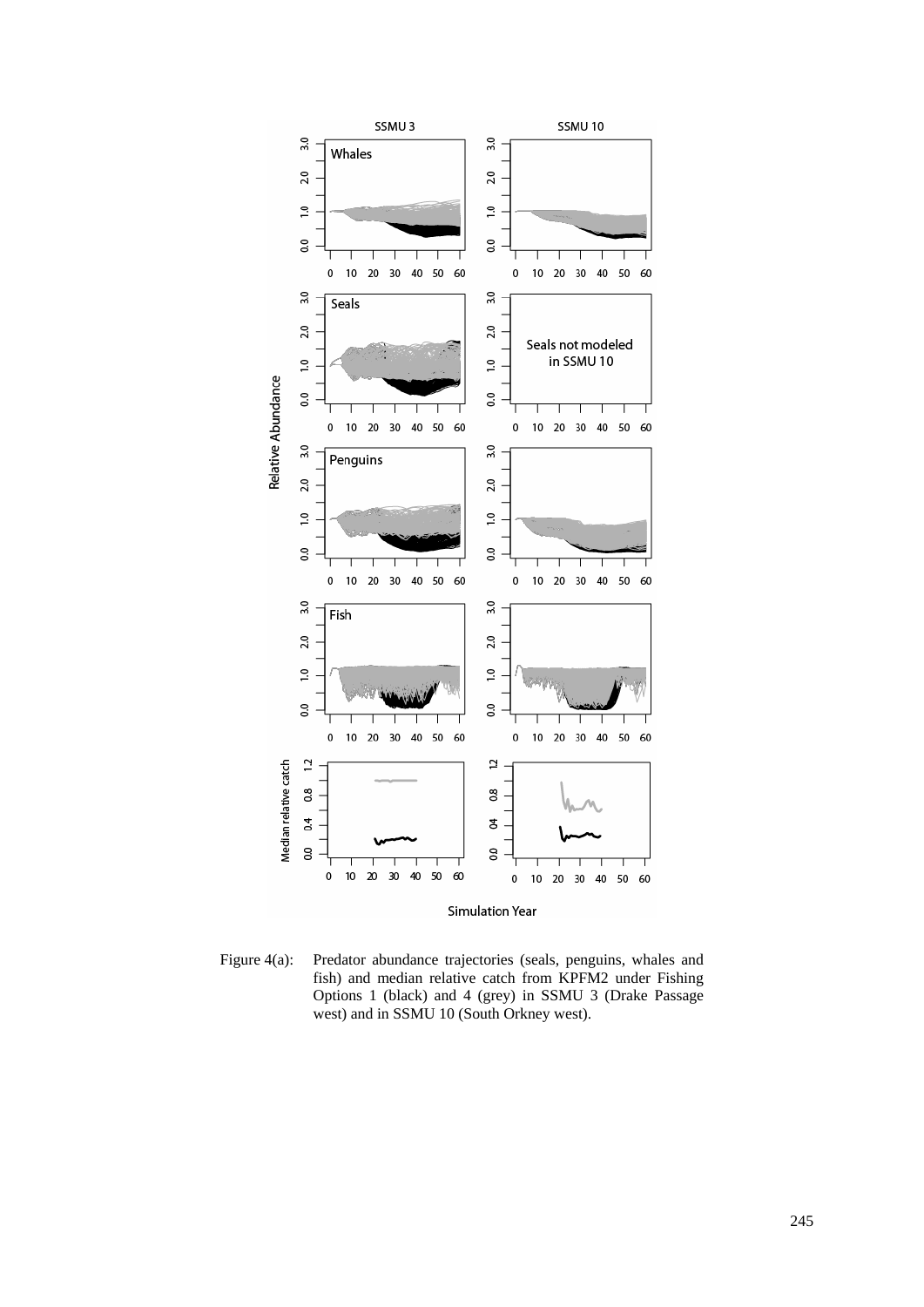Figure 4(a): Predator abundance trajectories (seals, penguins, whales and fish) and median relative catch from KPFM2 under Fishing Options 1 (black) and 4 (grey) in SSMU 3 (Drake Passage west) and in SSMU 10 (South Orkney west).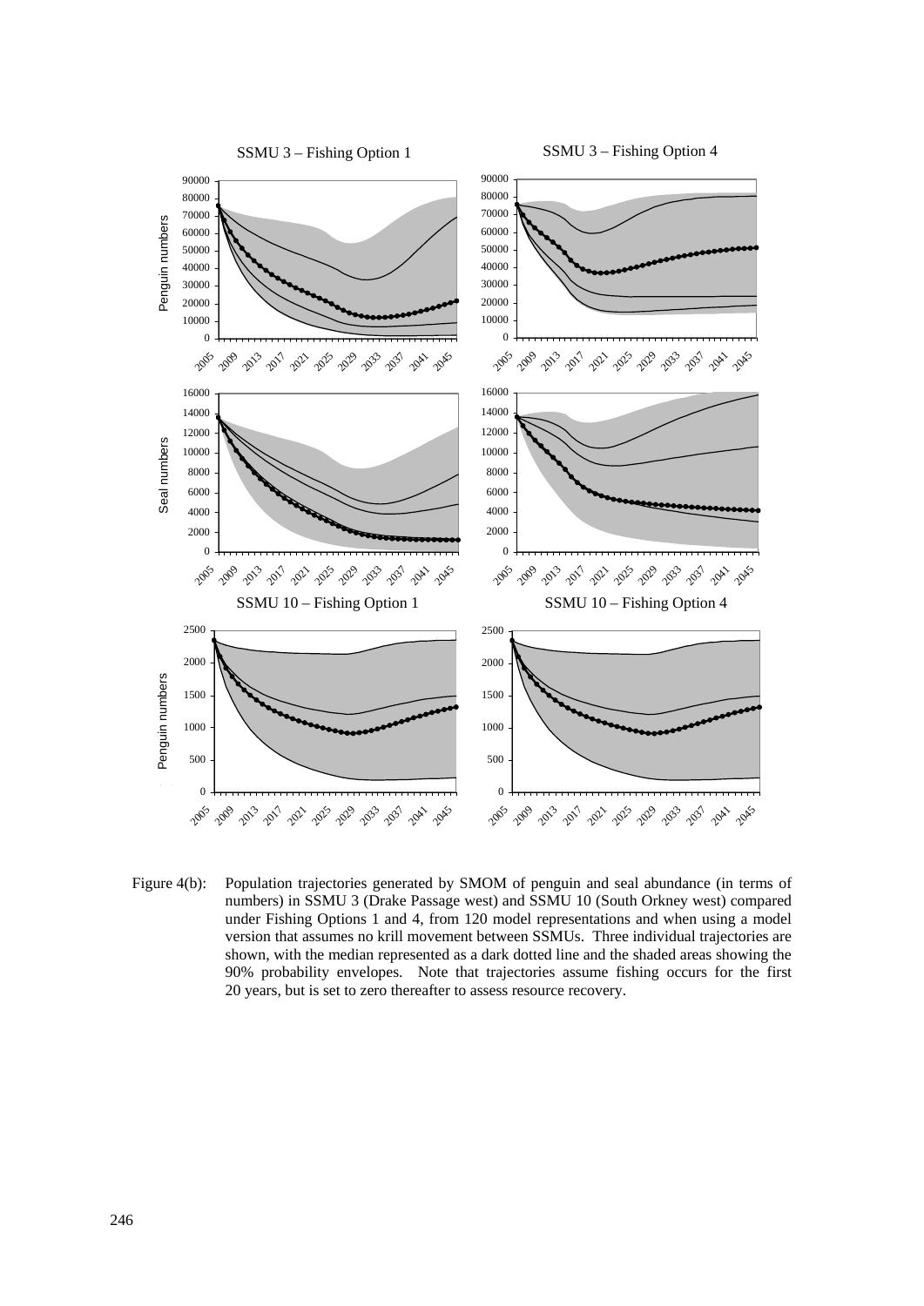Figure 4(b): Population trajectories generated by SMOM of penguin and seal abundance (in terms of numbers) in SSMU 3 (Drake Passage west) and SSMU 10 (South Orkney west) compared under Fishing Options 1 and 4, from 120 model representations and when using a model version that assumes no krill movement between SSMUs. Three individual trajectories are shown, with the median represented as a dark dotted line and the shaded areas showing the 90% probability envelopes. Note that trajectories assume fishing occurs for the first 20 years, but is set to zero thereafter to assess resource recovery.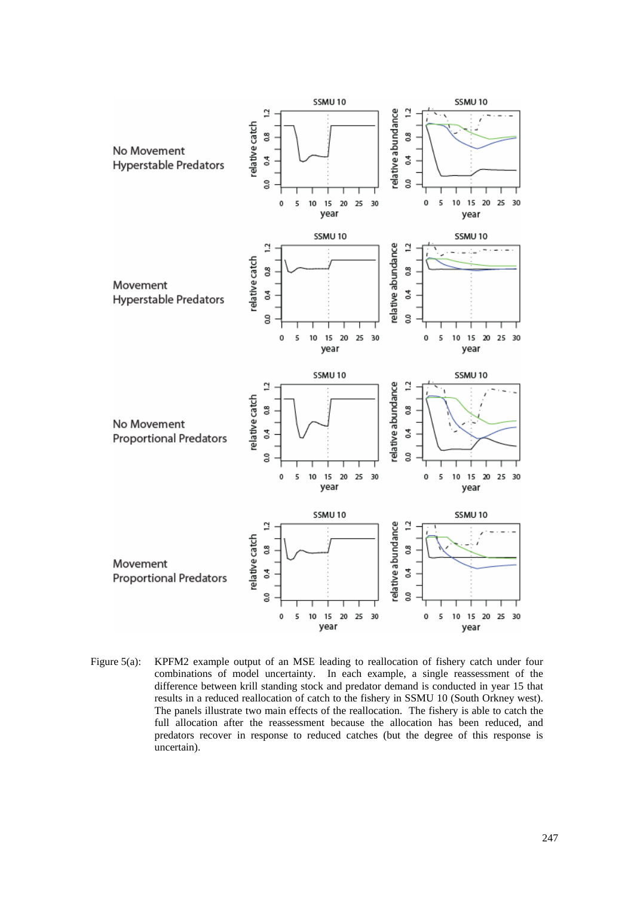Figure 5(a): KPFM2 example output of an MSE leading to reallocation of fishery catch under four combinations of model uncertainty. In each example, a single reassessment of the difference between krill standing stock and predator demand is conducted in year 15 that results in a reduced reallocation of catch to the fishery in SSMU 10 (South Orkney west). The panels illustrate two main effects of the reallocation. The fishery is able to catch the full allocation after the reassessment because the allocation has been reduced, and predators recover in response to reduced catches (but the degree of this response is uncertain).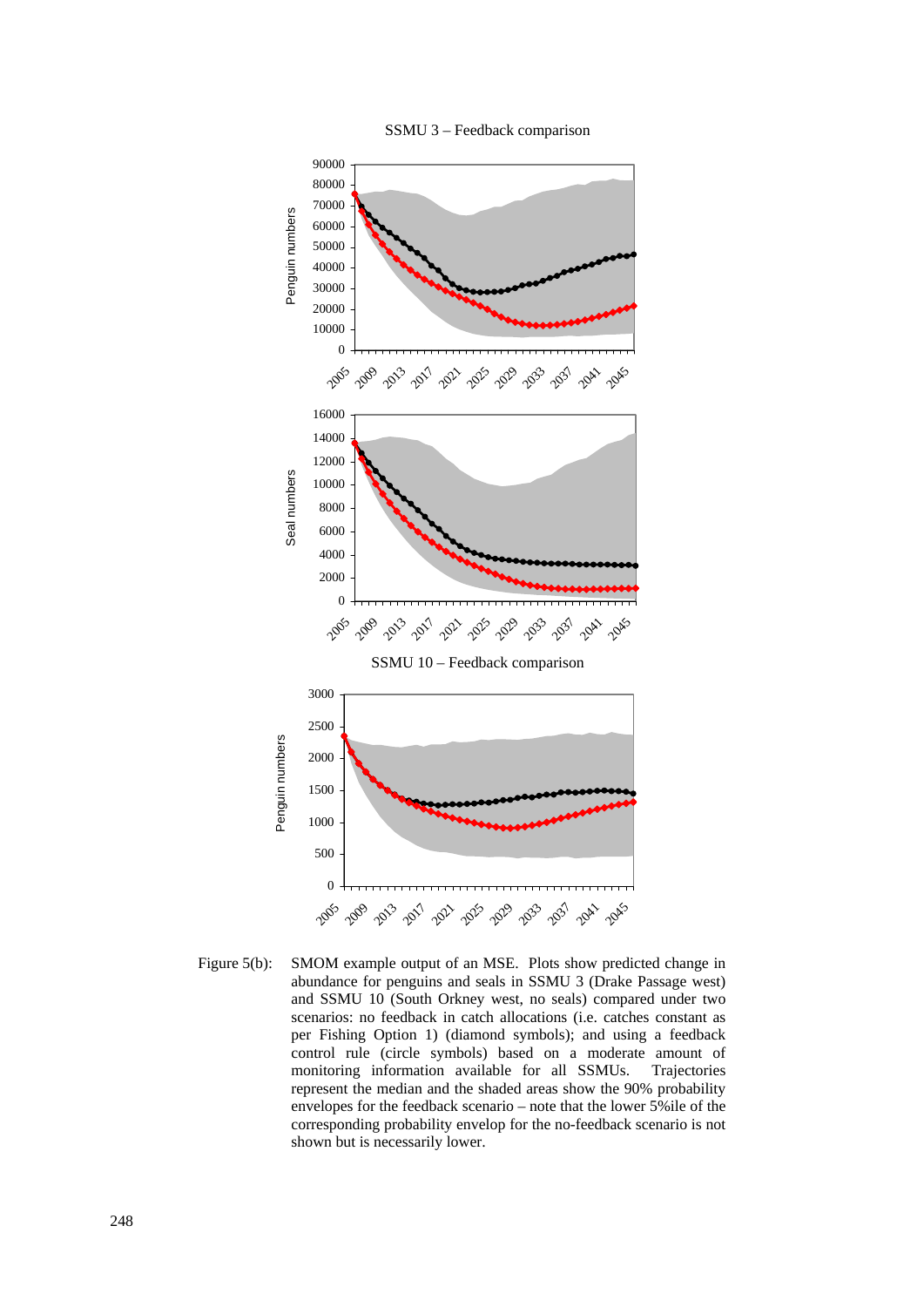SSMU 3 – Feedback comparison

SSMU 10 – Feedback comparison

Figure 5(b): SMOM example output of an MSE. Plots show predicted change in abundance for penguins and seals in SSMU 3 (Drake Passage west) and SSMU 10 (South Orkney west, no seals) compared under two scenarios: no feedback in catch allocations (i.e. catches constant as per Fishing Option 1) (diamond symbols); and using a feedback control rule (circle symbols) based on a moderate amount of monitoring information available for all SSMUs. Trajectories represent the median and the shaded areas show the 90% probability envelopes for the feedback scenario – note that the lower 5%ile of the corresponding probability envelop for the no-feedback scenario is not shown but is necessarily lower.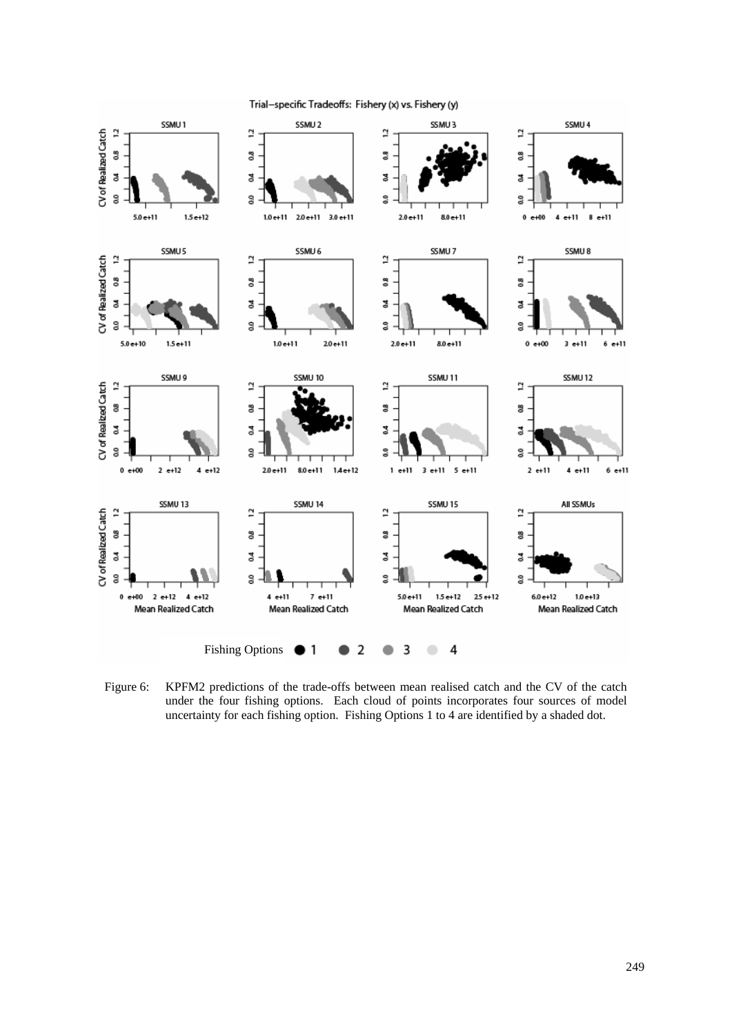Figure 6: KPFM2 predictions of the trade-offs between mean realised catch and the CV of the catch under the four fishing options. Each cloud of points incorporates four sources of model uncertainty for each fishing option. Fishing Options 1 to 4 are identified by a shaded dot.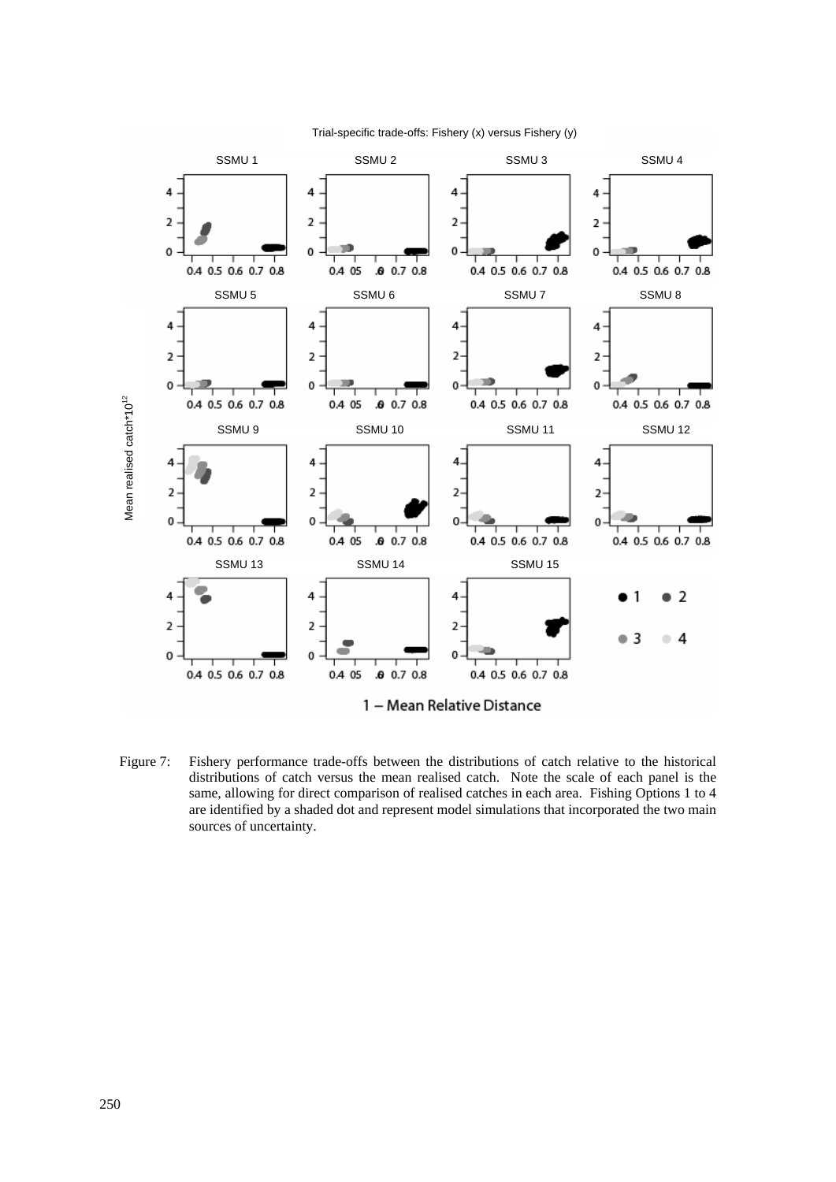Figure 7: Fishery performance trade-offs between the distributions of catch relative to the historical distributions of catch versus the mean realised catch. Note the scale of each panel is the same, allowing for direct comparison of realised catches in each area. Fishing Options 1 to 4 are identified by a shaded dot and represent model simulations that incorporated the two main sources of uncertainty.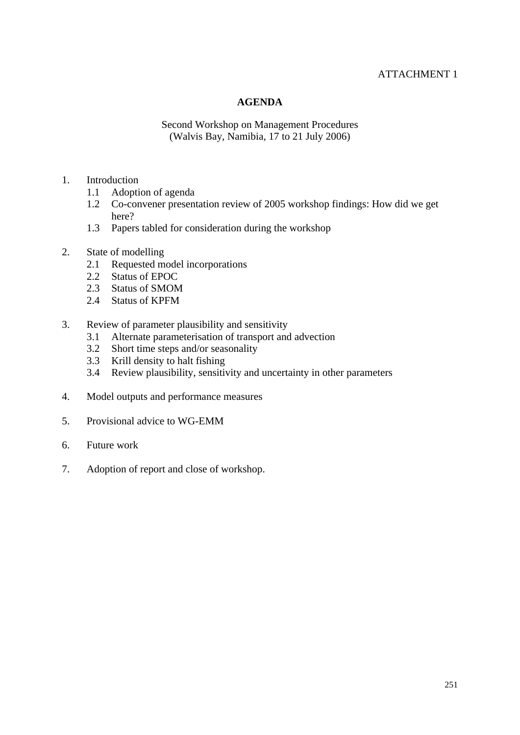ATTACHMENT 1

# AGENDA

Second Workshop on Management Procedures
(Walvis Bay, Namibia, 17 to 21 July 2006)

1. Introduction
   - 1.1 Adoption of agenda
   - 1.2 Co-convener presentation review of 2005 workshop findings: How did we get here?
   - 1.3 Papers tabled for consideration during the workshop

2. State of modelling
   - 2.1 Requested model incorporations
   - 2.2 Status of EPOC
   - 2.3 Status of SMOM
   - 2.4 Status of KPFM

3. Review of parameter plausibility and sensitivity
   - 3.1 Alternate parameterisation of transport and advection
   - 3.2 Short time steps and/or seasonality
   - 3.3 Krill density to halt fishing
   - 3.4 Review plausibility, sensitivity and uncertainty in other parameters

4. Model outputs and performance measures

5. Provisional advice to WG-EMM

6. Future work

7. Adoption of report and close of workshop.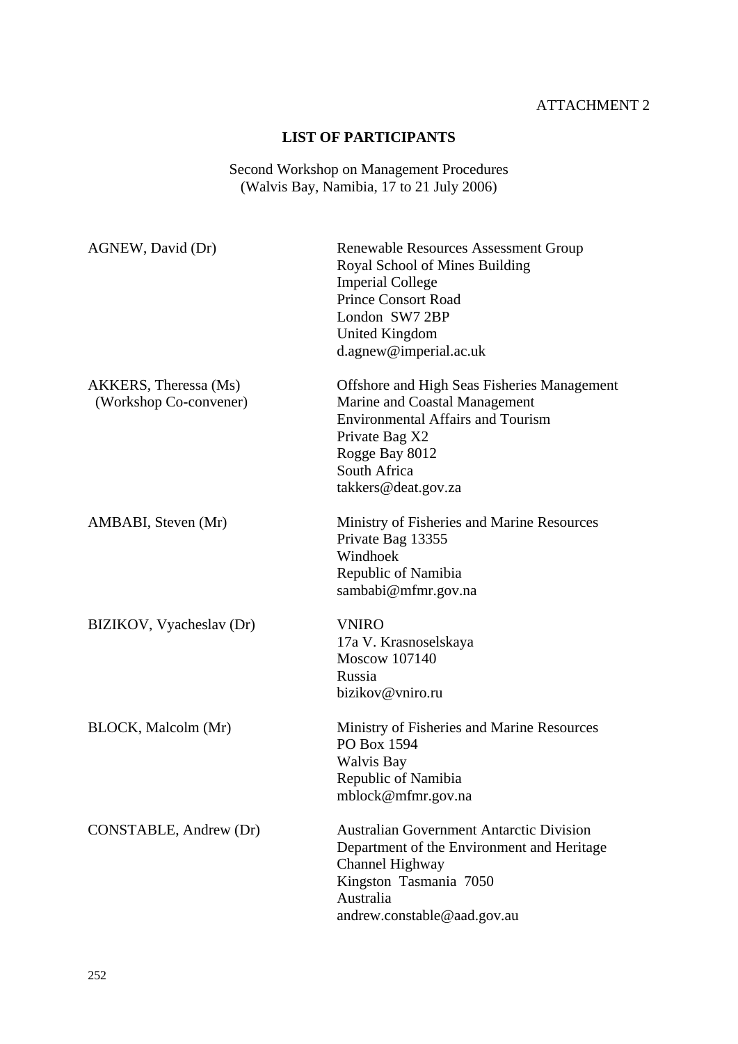ATTACHMENT 2

**LIST OF PARTICIPANTS**

Second Workshop on Management Procedures
(Walvis Bay, Namibia, 17 to 21 July 2006)

| | |
|---|---|
| AGNEW, David (Dr) | Renewable Resources Assessment Group<br>Royal School of Mines Building<br>Imperial College<br>Prince Consort Road<br>London SW7 2BP<br>United Kingdom<br>d.agnew@imperial.ac.uk |
| AKKERS, Theressa (Ms)<br>(Workshop Co-convener) | Offshore and High Seas Fisheries Management<br>Marine and Coastal Management<br>Environmental Affairs and Tourism<br>Private Bag X2<br>Rogge Bay 8012<br>South Africa<br>takkers@deat.gov.za |
| AMBABI, Steven (Mr) | Ministry of Fisheries and Marine Resources<br>Private Bag 13355<br>Windhoek<br>Republic of Namibia<br>sambabi@mfmr.gov.na |
| BIZIKOV, Vyacheslav (Dr) | VNIRO<br>17a V. Krasnoselskaya<br>Moscow 107140<br>Russia<br>bizikov@vniro.ru |
| BLOCK, Malcolm (Mr) | Ministry of Fisheries and Marine Resources<br>PO Box 1594<br>Walvis Bay<br>Republic of Namibia<br>mblock@mfmr.gov.na |
| CONSTABLE, Andrew (Dr) | Australian Government Antarctic Division<br>Department of the Environment and Heritage<br>Channel Highway<br>Kingston Tasmania 7050<br>Australia<br>andrew.constable@aad.gov.au |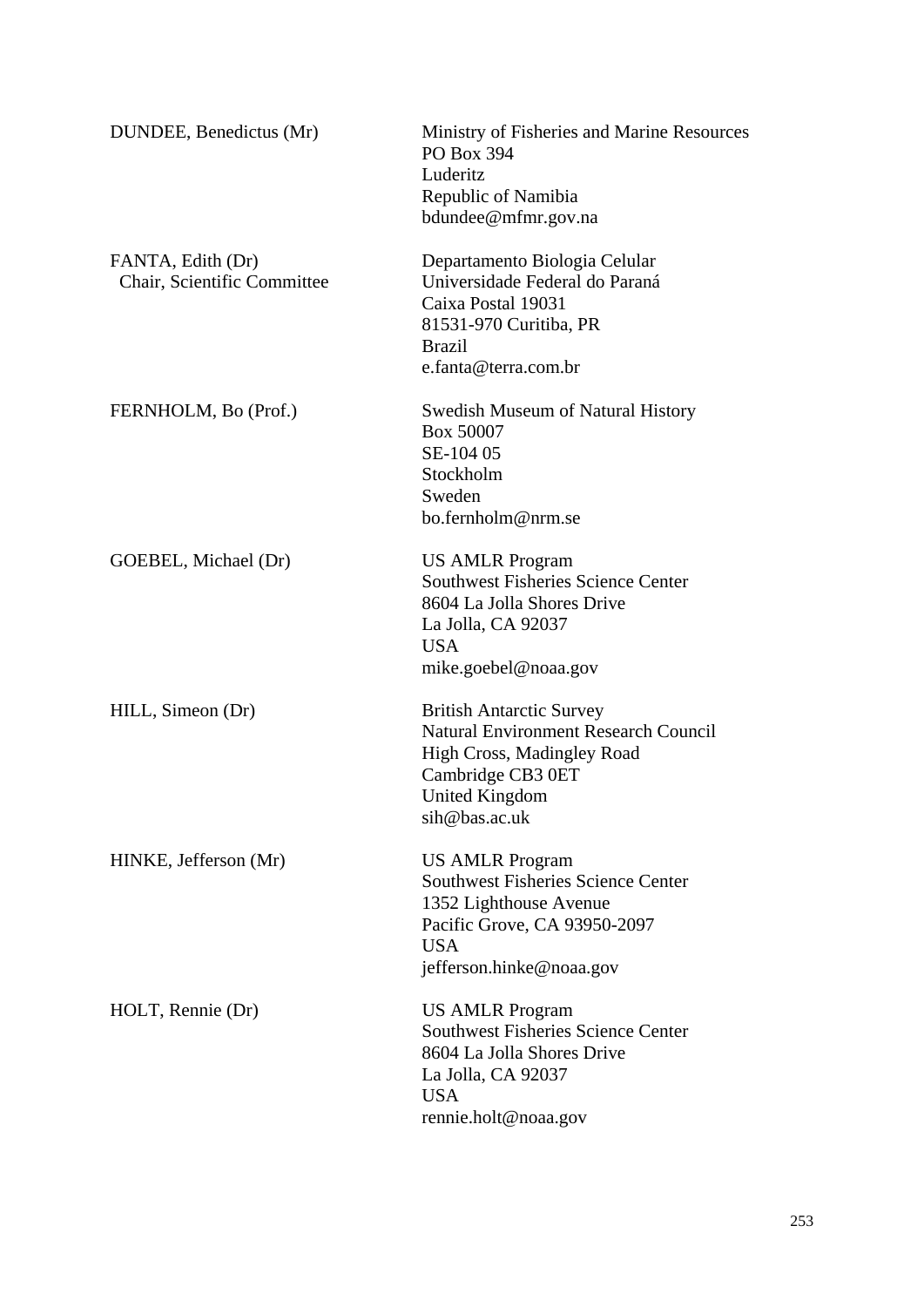| | |
|---|---|
| DUNDEE, Benedictus (Mr) | Ministry of Fisheries and Marine Resources<br>PO Box 394<br>Luderitz<br>Republic of Namibia<br>bdundee@mfmr.gov.na |
| FANTA, Edith (Dr)<br>Chair, Scientific Committee | Departamento Biologia Celular<br>Universidade Federal do Paraná<br>Caixa Postal 19031<br>81531-970 Curitiba, PR<br>Brazil<br>e.fanta@terra.com.br |
| FERNHOLM, Bo (Prof.) | Swedish Museum of Natural History<br>Box 50007<br>SE-104 05<br>Stockholm<br>Sweden<br>bo.fernholm@nrm.se |
| GOEBEL, Michael (Dr) | US AMLR Program<br>Southwest Fisheries Science Center<br>8604 La Jolla Shores Drive<br>La Jolla, CA 92037<br>USA<br>mike.goebel@noaa.gov |
| HILL, Simeon (Dr) | British Antarctic Survey<br>Natural Environment Research Council<br>High Cross, Madingley Road<br>Cambridge CB3 0ET<br>United Kingdom<br>sih@bas.ac.uk |
| HINKE, Jefferson (Mr) | US AMLR Program<br>Southwest Fisheries Science Center<br>1352 Lighthouse Avenue<br>Pacific Grove, CA 93950-2097<br>USA<br>jefferson.hinke@noaa.gov |
| HOLT, Rennie (Dr) | US AMLR Program<br>Southwest Fisheries Science Center<br>8604 La Jolla Shores Drive<br>La Jolla, CA 92037<br>USA<br>rennie.holt@noaa.gov |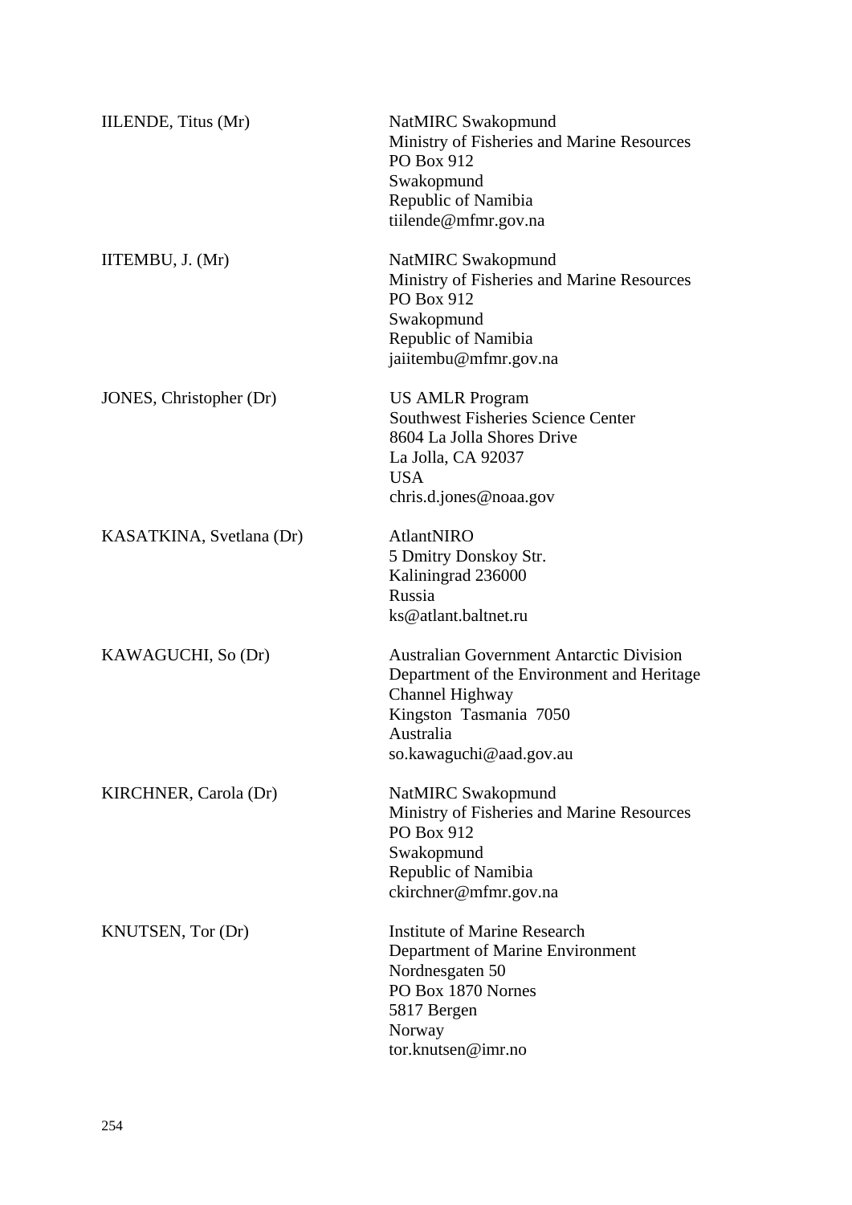| | |
|---|---|
| IILENDE, Titus (Mr) | NatMIRC Swakopmund<br>Ministry of Fisheries and Marine Resources<br>PO Box 912<br>Swakopmund<br>Republic of Namibia<br>tiilende@mfmr.gov.na |
| IITEMBU, J. (Mr) | NatMIRC Swakopmund<br>Ministry of Fisheries and Marine Resources<br>PO Box 912<br>Swakopmund<br>Republic of Namibia<br>jaiitembu@mfmr.gov.na |
| JONES, Christopher (Dr) | US AMLR Program<br>Southwest Fisheries Science Center<br>8604 La Jolla Shores Drive<br>La Jolla, CA 92037<br>USA<br>chris.d.jones@noaa.gov |
| KASATKINA, Svetlana (Dr) | AtlantNIRO<br>5 Dmitry Donskoy Str.<br>Kaliningrad 236000<br>Russia<br>ks@atlant.baltnet.ru |
| KAWAGUCHI, So (Dr) | Australian Government Antarctic Division<br>Department of the Environment and Heritage<br>Channel Highway<br>Kingston Tasmania 7050<br>Australia<br>so.kawaguchi@aad.gov.au |
| KIRCHNER, Carola (Dr) | NatMIRC Swakopmund<br>Ministry of Fisheries and Marine Resources<br>PO Box 912<br>Swakopmund<br>Republic of Namibia<br>ckirchner@mfmr.gov.na |
| KNUTSEN, Tor (Dr) | Institute of Marine Research<br>Department of Marine Environment<br>Nordnesgaten 50<br>PO Box 1870 Nornes<br>5817 Bergen<br>Norway<br>tor.knutsen@imr.no |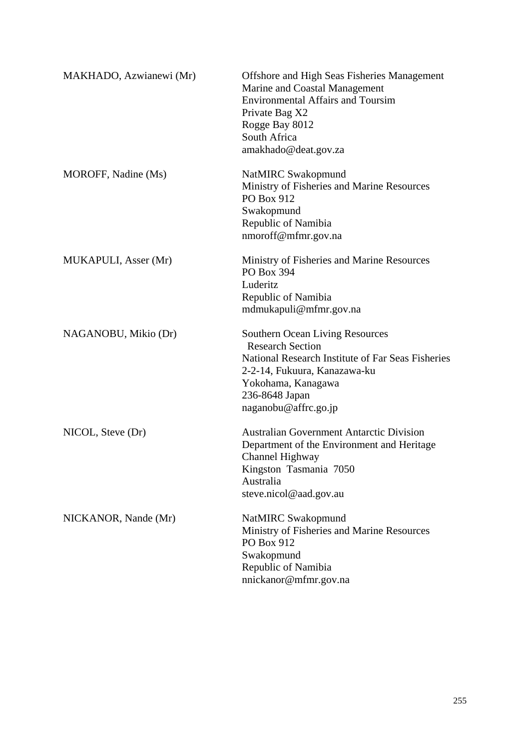| | |
|---|---|
| MAKHADO, Azwianewi (Mr) | Offshore and High Seas Fisheries Management<br>Marine and Coastal Management<br>Environmental Affairs and Toursim<br>Private Bag X2<br>Rogge Bay 8012<br>South Africa<br>amakhado@deat.gov.za |
| MOROFF, Nadine (Ms) | NatMIRC Swakopmund<br>Ministry of Fisheries and Marine Resources<br>PO Box 912<br>Swakopmund<br>Republic of Namibia<br>nmoroff@mfmr.gov.na |
| MUKAPULI, Asser (Mr) | Ministry of Fisheries and Marine Resources<br>PO Box 394<br>Luderitz<br>Republic of Namibia<br>mdmukapuli@mfmr.gov.na |
| NAGANOBU, Mikio (Dr) | Southern Ocean Living Resources<br>Research Section<br>National Research Institute of Far Seas Fisheries<br>2-2-14, Fukuura, Kanazawa-ku<br>Yokohama, Kanagawa<br>236-8648 Japan<br>naganobu@affrc.go.jp |
| NICOL, Steve (Dr) | Australian Government Antarctic Division<br>Department of the Environment and Heritage<br>Channel Highway<br>Kingston Tasmania 7050<br>Australia<br>steve.nicol@aad.gov.au |
| NICKANOR, Nande (Mr) | NatMIRC Swakopmund<br>Ministry of Fisheries and Marine Resources<br>PO Box 912<br>Swakopmund<br>Republic of Namibia<br>nnickanor@mfmr.gov.na |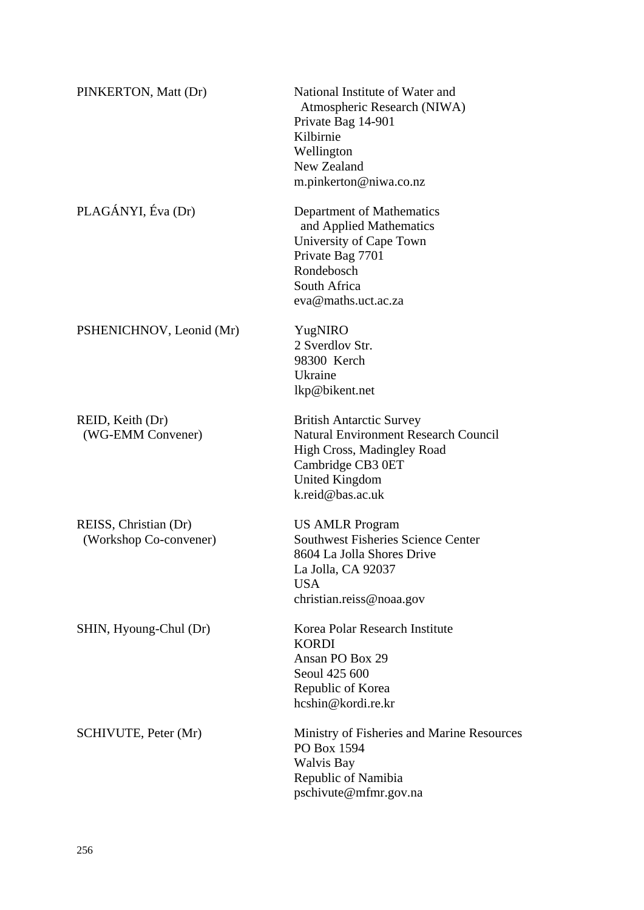| | |
|---|---|
| PINKERTON, Matt (Dr) | National Institute of Water and Atmospheric Research (NIWA)<br>Private Bag 14-901<br>Kilbirnie<br>Wellington<br>New Zealand<br>m.pinkerton@niwa.co.nz |
| PLAGÁNYI, Éva (Dr) | Department of Mathematics and Applied Mathematics<br>University of Cape Town<br>Private Bag 7701<br>Rondebosch<br>South Africa<br>eva@maths.uct.ac.za |
| PSHENICHNOV, Leonid (Mr) | YugNIRO<br>2 Sverdlov Str.<br>98300 Kerch<br>Ukraine<br>lkp@bikent.net |
| REID, Keith (Dr)<br>(WG-EMM Convener) | British Antarctic Survey<br>Natural Environment Research Council<br>High Cross, Madingley Road<br>Cambridge CB3 0ET<br>United Kingdom<br>k.reid@bas.ac.uk |
| REISS, Christian (Dr)<br>(Workshop Co-convener) | US AMLR Program<br>Southwest Fisheries Science Center<br>8604 La Jolla Shores Drive<br>La Jolla, CA 92037<br>USA<br>christian.reiss@noaa.gov |
| SHIN, Hyoung-Chul (Dr) | Korea Polar Research Institute<br>KORDI<br>Ansan PO Box 29<br>Seoul 425 600<br>Republic of Korea<br>hcshin@kordi.re.kr |
| SCHIVUTE, Peter (Mr) | Ministry of Fisheries and Marine Resources<br>PO Box 1594<br>Walvis Bay<br>Republic of Namibia<br>pschivute@mfmr.gov.na |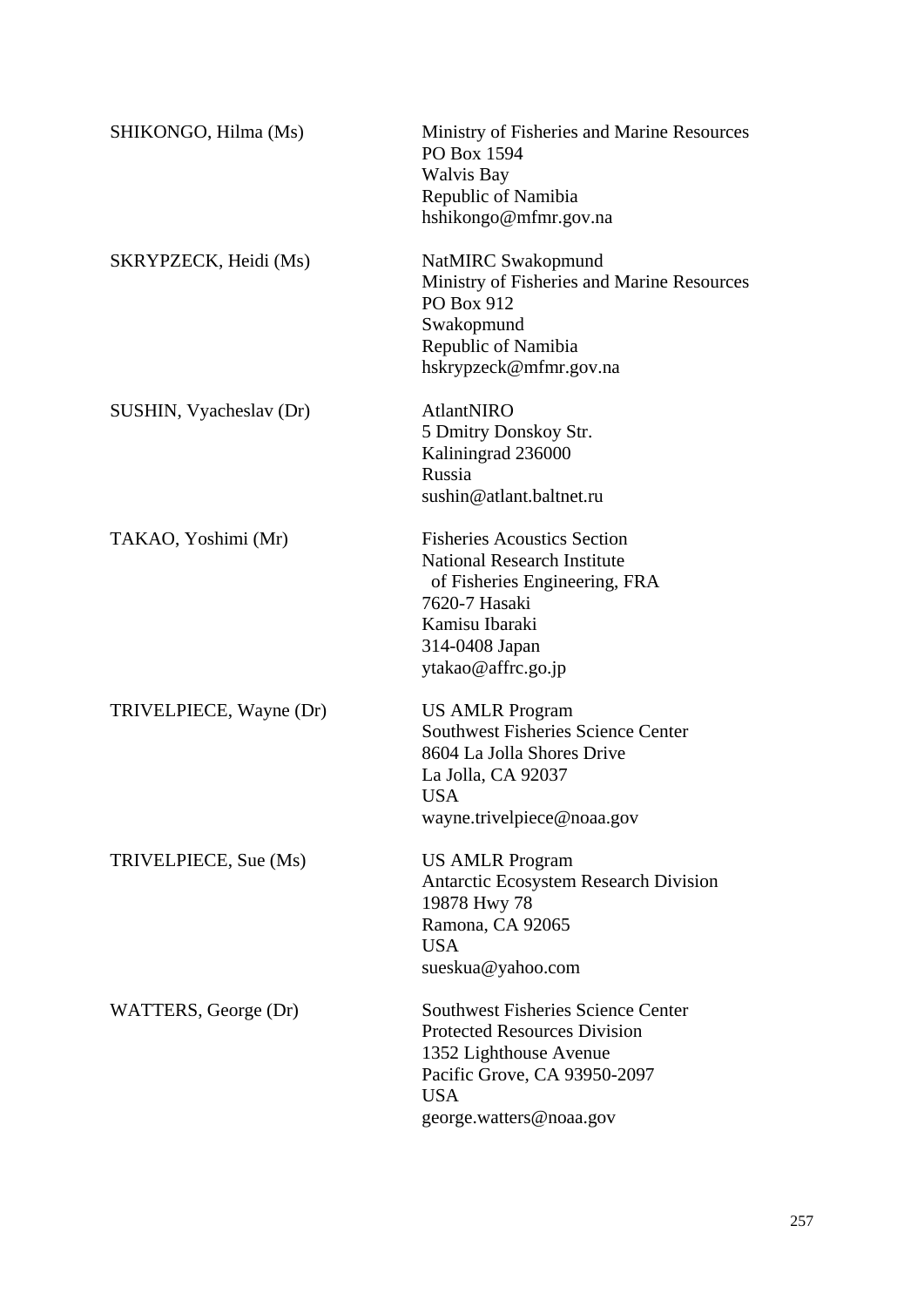| | |
|---|---|
| SHIKONGO, Hilma (Ms) | Ministry of Fisheries and Marine Resources<br>PO Box 1594<br>Walvis Bay<br>Republic of Namibia<br>hshikongo@mfmr.gov.na |
| SKRYPZECK, Heidi (Ms) | NatMIRC Swakopmund<br>Ministry of Fisheries and Marine Resources<br>PO Box 912<br>Swakopmund<br>Republic of Namibia<br>hskrypzeck@mfmr.gov.na |
| SUSHIN, Vyacheslav (Dr) | AtlantNIRO<br>5 Dmitry Donskoy Str.<br>Kaliningrad 236000<br>Russia<br>sushin@atlant.baltnet.ru |
| TAKAO, Yoshimi (Mr) | Fisheries Acoustics Section<br>National Research Institute<br>of Fisheries Engineering, FRA<br>7620-7 Hasaki<br>Kamisu Ibaraki<br>314-0408 Japan<br>ytakao@affrc.go.jp |
| TRIVELPIECE, Wayne (Dr) | US AMLR Program<br>Southwest Fisheries Science Center<br>8604 La Jolla Shores Drive<br>La Jolla, CA 92037<br>USA<br>wayne.trivelpiece@noaa.gov |
| TRIVELPIECE, Sue (Ms) | US AMLR Program<br>Antarctic Ecosystem Research Division<br>19878 Hwy 78<br>Ramona, CA 92065<br>USA<br>sueskua@yahoo.com |
| WATTERS, George (Dr) | Southwest Fisheries Science Center<br>Protected Resources Division<br>1352 Lighthouse Avenue<br>Pacific Grove, CA 93950-2097<br>USA<br>george.watters@noaa.gov |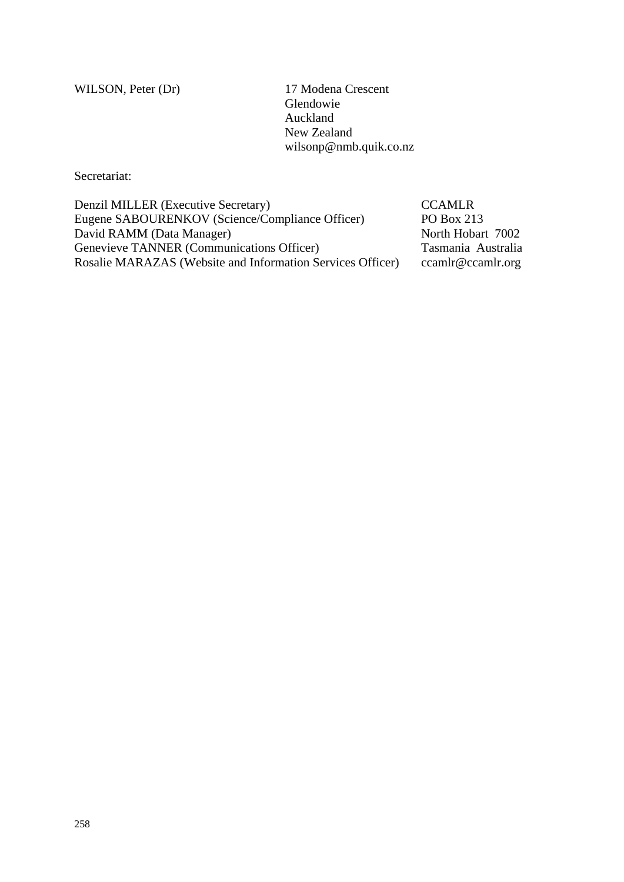| | |
|---|---|
| WILSON, Peter (Dr) | 17 Modena Crescent<br>Glendowie<br>Auckland<br>New Zealand<br>wilsonp@nmb.quik.co.nz |

Secretariat:

| | |
|---|---|
| Denzil MILLER (Executive Secretary) | CCAMLR |
| Eugene SABOURENKOV (Science/Compliance Officer) | PO Box 213 |
| David RAMM (Data Manager) | North Hobart 7002 |
| Genevieve TANNER (Communications Officer) | Tasmania Australia |
| Rosalie MARAZAS (Website and Information Services Officer) | ccamlr@ccamlr.org |